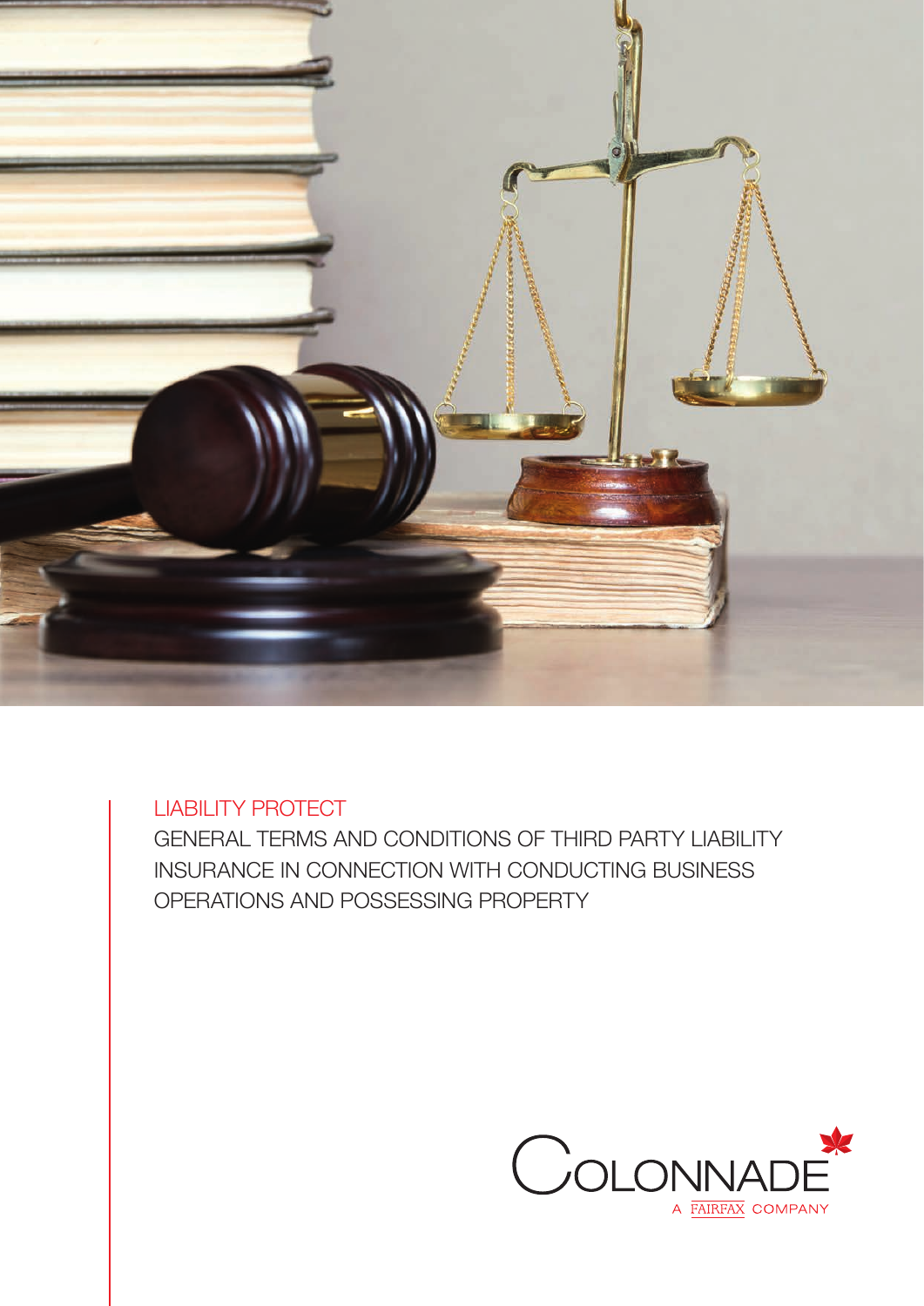LIABILITY PROTECT

# GENERAL TERMS AND CONDITIONS OF THIRD PARTY LIABILITY INSURANCE IN CONNECTION WITH CONDUCTING BUSINESS OPERATIONS AND POSSESSING PROPERTY

COLONNADE
A FAIRFAX COMPANY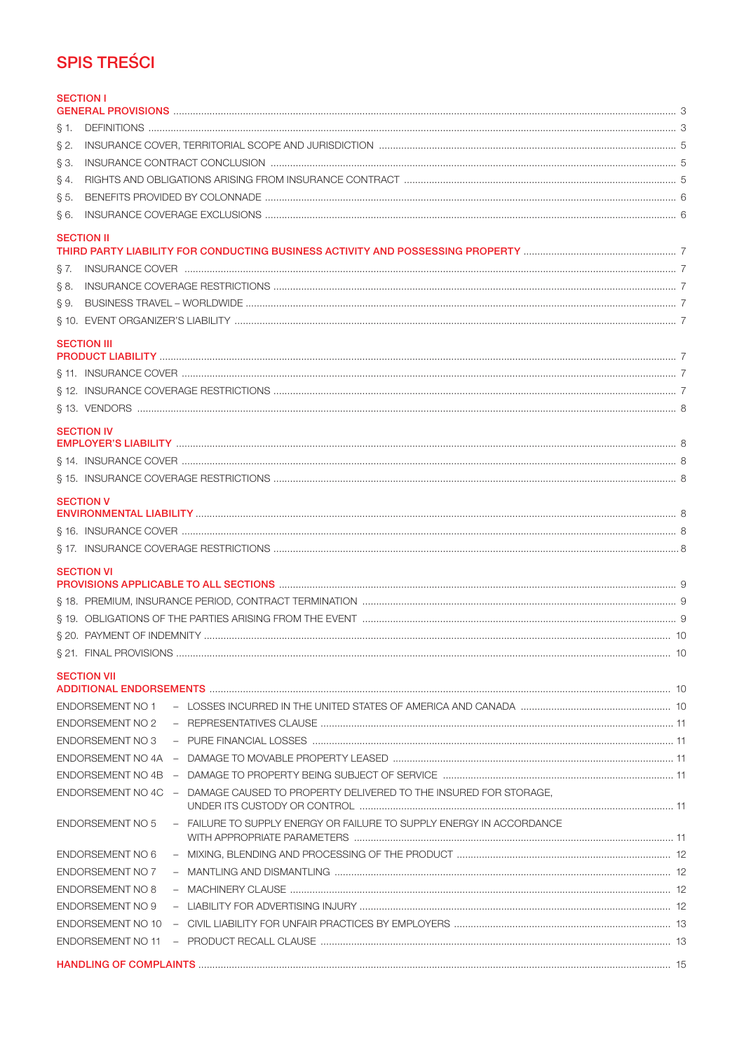# SPIS TREŚCI

**SECTION I**
**GENERAL PROVISIONS** ..... 3

§ 1. DEFINITIONS ..... 3
§ 2. INSURANCE COVER, TERRITORIAL SCOPE AND JURISDICTION ..... 5
§ 3. INSURANCE CONTRACT CONCLUSION ..... 5
§ 4. RIGHTS AND OBLIGATIONS ARISING FROM INSURANCE CONTRACT ..... 5
§ 5. BENEFITS PROVIDED BY COLONNADE ..... 6
§ 6. INSURANCE COVERAGE EXCLUSIONS ..... 6

**SECTION II**
**THIRD PARTY LIABILITY FOR CONDUCTING BUSINESS ACTIVITY AND POSSESSING PROPERTY** ..... 7

§ 7. INSURANCE COVER ..... 7
§ 8. INSURANCE COVERAGE RESTRICTIONS ..... 7
§ 9. BUSINESS TRAVEL – WORLDWIDE ..... 7
§ 10. EVENT ORGANIZER'S LIABILITY ..... 7

**SECTION III**
**PRODUCT LIABILITY** ..... 7

§ 11. INSURANCE COVER ..... 7
§ 12. INSURANCE COVERAGE RESTRICTIONS ..... 7
§ 13. VENDORS ..... 8

**SECTION IV**
**EMPLOYER'S LIABILITY** ..... 8

§ 14. INSURANCE COVER ..... 8
§ 15. INSURANCE COVERAGE RESTRICTIONS ..... 8

**SECTION V**
**ENVIRONMENTAL LIABILITY** ..... 8

§ 16. INSURANCE COVER ..... 8
§ 17. INSURANCE COVERAGE RESTRICTIONS ..... 8

**SECTION VI**
**PROVISIONS APPLICABLE TO ALL SECTIONS** ..... 9

§ 18. PREMIUM, INSURANCE PERIOD, CONTRACT TERMINATION ..... 9
§ 19. OBLIGATIONS OF THE PARTIES ARISING FROM THE EVENT ..... 9
§ 20. PAYMENT OF INDEMNITY ..... 10
§ 21. FINAL PROVISIONS ..... 10

**SECTION VII**
**ADDITIONAL ENDORSEMENTS** ..... 10

ENDORSEMENT NO 1 – LOSSES INCURRED IN THE UNITED STATES OF AMERICA AND CANADA ..... 10
ENDORSEMENT NO 2 – REPRESENTATIVES CLAUSE ..... 11
ENDORSEMENT NO 3 – PURE FINANCIAL LOSSES ..... 11
ENDORSEMENT NO 4A – DAMAGE TO MOVABLE PROPERTY LEASED ..... 11
ENDORSEMENT NO 4B – DAMAGE TO PROPERTY BEING SUBJECT OF SERVICE ..... 11
ENDORSEMENT NO 4C – DAMAGE CAUSED TO PROPERTY DELIVERED TO THE INSURED FOR STORAGE, UNDER ITS CUSTODY OR CONTROL ..... 11
ENDORSEMENT NO 5 – FAILURE TO SUPPLY ENERGY OR FAILURE TO SUPPLY ENERGY IN ACCORDANCE WITH APPROPRIATE PARAMETERS ..... 11
ENDORSEMENT NO 6 – MIXING, BLENDING AND PROCESSING OF THE PRODUCT ..... 12
ENDORSEMENT NO 7 – MANTLING AND DISMANTLING ..... 12
ENDORSEMENT NO 8 – MACHINERY CLAUSE ..... 12
ENDORSEMENT NO 9 – LIABILITY FOR ADVERTISING INJURY ..... 12
ENDORSEMENT NO 10 – CIVIL LIABILITY FOR UNFAIR PRACTICES BY EMPLOYERS ..... 13
ENDORSEMENT NO 11 – PRODUCT RECALL CLAUSE ..... 13

**HANDLING OF COMPLAINTS** ..... 15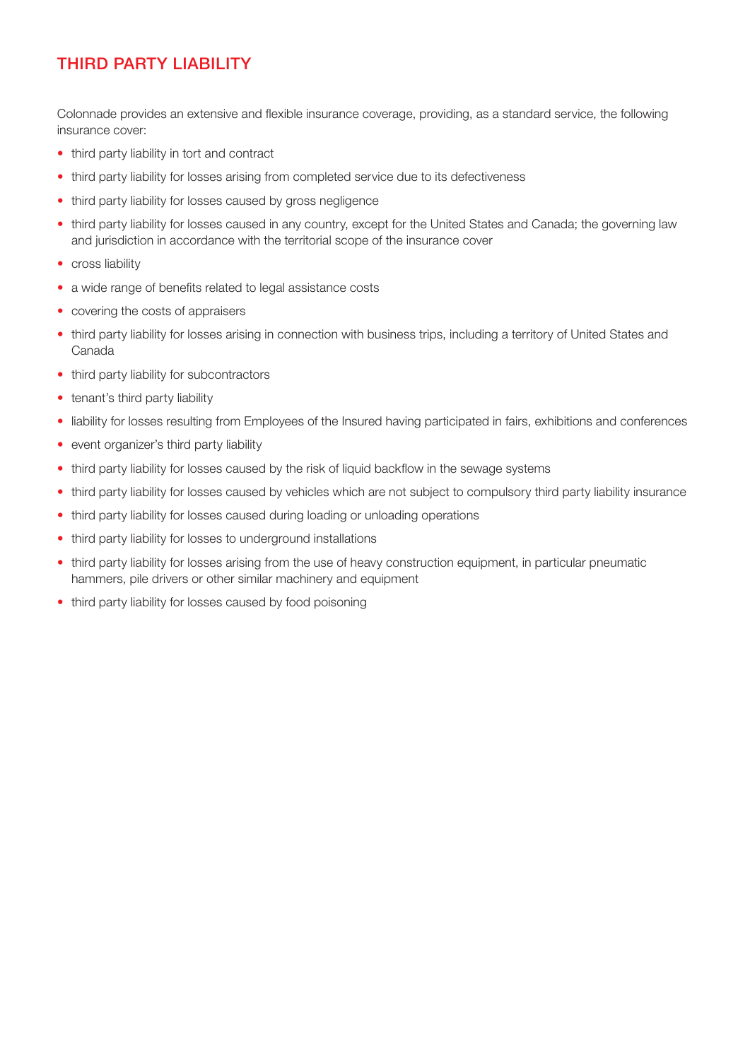## THIRD PARTY LIABILITY

Colonnade provides an extensive and flexible insurance coverage, providing, as a standard service, the following insurance cover:

- third party liability in tort and contract
- third party liability for losses arising from completed service due to its defectiveness
- third party liability for losses caused by gross negligence
- third party liability for losses caused in any country, except for the United States and Canada; the governing law and jurisdiction in accordance with the territorial scope of the insurance cover
- cross liability
- a wide range of benefits related to legal assistance costs
- covering the costs of appraisers
- third party liability for losses arising in connection with business trips, including a territory of United States and Canada
- third party liability for subcontractors
- tenant's third party liability
- liability for losses resulting from Employees of the Insured having participated in fairs, exhibitions and conferences
- event organizer's third party liability
- third party liability for losses caused by the risk of liquid backflow in the sewage systems
- third party liability for losses caused by vehicles which are not subject to compulsory third party liability insurance
- third party liability for losses caused during loading or unloading operations
- third party liability for losses to underground installations
- third party liability for losses arising from the use of heavy construction equipment, in particular pneumatic hammers, pile drivers or other similar machinery and equipment
- third party liability for losses caused by food poisoning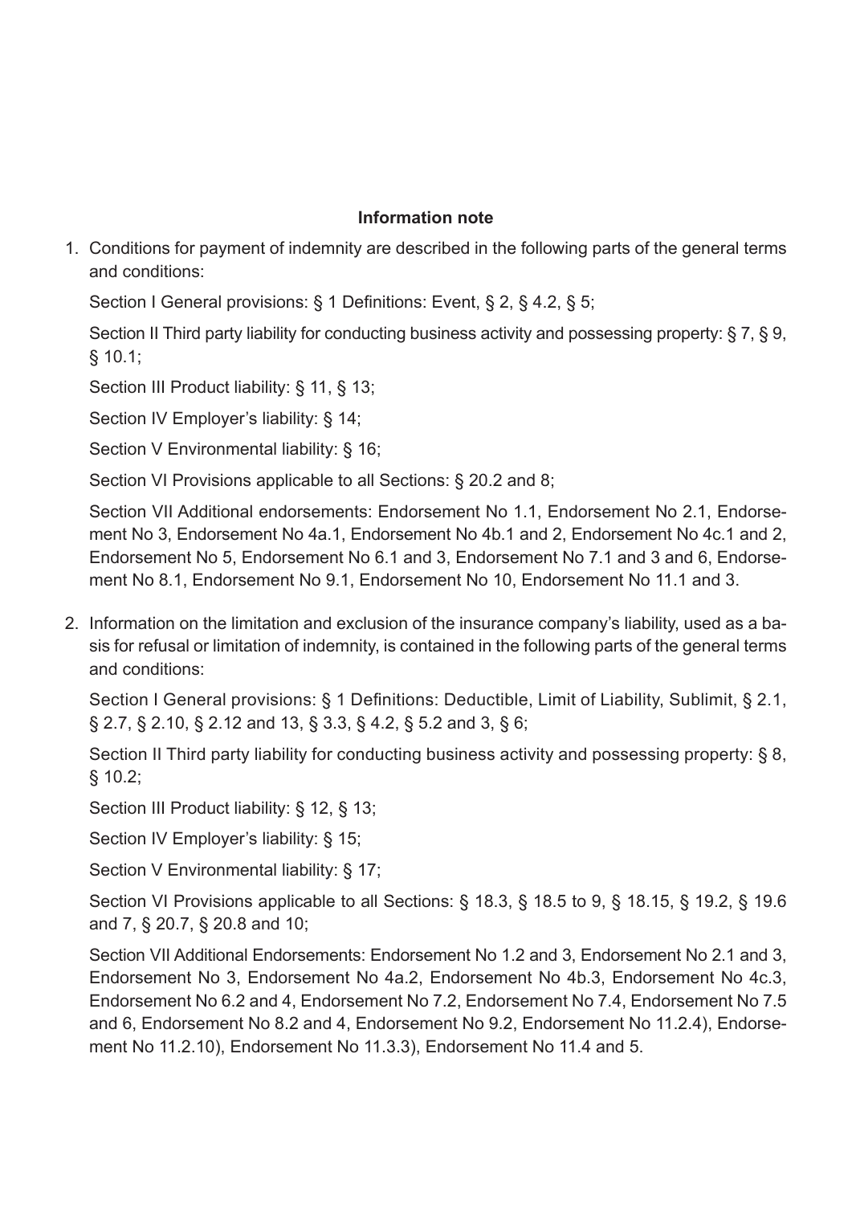**Information note**

1. Conditions for payment of indemnity are described in the following parts of the general terms and conditions:

   Section I General provisions: § 1 Definitions: Event, § 2, § 4.2, § 5;

   Section II Third party liability for conducting business activity and possessing property: § 7, § 9, § 10.1;

   Section III Product liability: § 11, § 13;

   Section IV Employer's liability: § 14;

   Section V Environmental liability: § 16;

   Section VI Provisions applicable to all Sections: § 20.2 and 8;

   Section VII Additional endorsements: Endorsement No 1.1, Endorsement No 2.1, Endorsement No 3, Endorsement No 4a.1, Endorsement No 4b.1 and 2, Endorsement No 4c.1 and 2, Endorsement No 5, Endorsement No 6.1 and 3, Endorsement No 7.1 and 3 and 6, Endorsement No 8.1, Endorsement No 9.1, Endorsement No 10, Endorsement No 11.1 and 3.

2. Information on the limitation and exclusion of the insurance company's liability, used as a basis for refusal or limitation of indemnity, is contained in the following parts of the general terms and conditions:

   Section I General provisions: § 1 Definitions: Deductible, Limit of Liability, Sublimit, § 2.1, § 2.7, § 2.10, § 2.12 and 13, § 3.3, § 4.2, § 5.2 and 3, § 6;

   Section II Third party liability for conducting business activity and possessing property: § 8, § 10.2;

   Section III Product liability: § 12, § 13;

   Section IV Employer's liability: § 15;

   Section V Environmental liability: § 17;

   Section VI Provisions applicable to all Sections: § 18.3, § 18.5 to 9, § 18.15, § 19.2, § 19.6 and 7, § 20.7, § 20.8 and 10;

   Section VII Additional Endorsements: Endorsement No 1.2 and 3, Endorsement No 2.1 and 3, Endorsement No 3, Endorsement No 4a.2, Endorsement No 4b.3, Endorsement No 4c.3, Endorsement No 6.2 and 4, Endorsement No 7.2, Endorsement No 7.4, Endorsement No 7.5 and 6, Endorsement No 8.2 and 4, Endorsement No 9.2, Endorsement No 11.2.4), Endorsement No 11.2.10), Endorsement No 11.3.3), Endorsement No 11.4 and 5.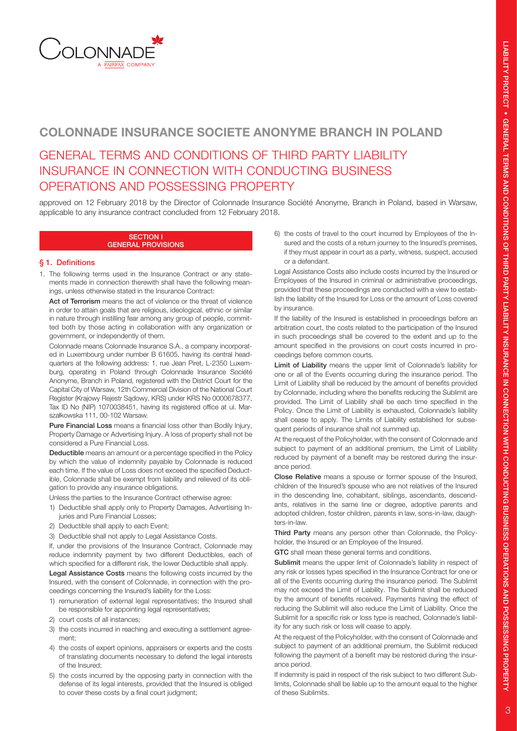# COLONNADE INSURANCE SOCIETE ANONYME BRANCH IN POLAND

## GENERAL TERMS AND CONDITIONS OF THIRD PARTY LIABILITY INSURANCE IN CONNECTION WITH CONDUCTING BUSINESS OPERATIONS AND POSSESSING PROPERTY

approved on 12 February 2018 by the Director of Colonnade Insurance Société Anonyme, Branch in Poland, based in Warsaw, applicable to any insurance contract concluded from 12 February 2018.

### SECTION I
### GENERAL PROVISIONS

#### § 1. Definitions

1. The following terms used in the Insurance Contract or any statements made in connection therewith shall have the following meanings, unless otherwise stated in the Insurance Contract:

**Act of Terrorism** means the act of violence or the threat of violence in order to attain goals that are religious, ideological, ethnic or similar in nature through instilling fear among any group of people, committed both by those acting in collaboration with any organization or government, or independently of them.

Colonnade means Colonnade Insurance S.A., a company incorporated in Luxembourg under number B 61605, having its central headquarters at the following address: 1, rue Jean Piret, L-2350 Luxembourg, operating in Poland through Colonnade Insurance Société Anonyme, Branch in Poland, registered with the District Court for the Capital City of Warsaw, 12th Commercial Division of the National Court Register (Krajowy Rejestr Sądowy, KRS) under KRS No 0000678377, Tax ID No (NIP) 1070038451, having its registered office at ul. Marszałkowska 111, 00-102 Warsaw.

**Pure Financial Loss** means a financial loss other than Bodily Injury, Property Damage or Advertising Injury. A loss of property shall not be considered a Pure Financial Loss.

**Deductible** means an amount or a percentage specified in the Policy by which the value of indemnity payable by Colonnade is reduced each time. If the value of Loss does not exceed the specified Deductible, Colonnade shall be exempt from liability and relieved of its obligation to provide any insurance obligations.

Unless the parties to the Insurance Contract otherwise agree:

1) Deductible shall apply only to Property Damages, Advertising Injuries and Pure Financial Losses;
2) Deductible shall apply to each Event;
3) Deductible shall not apply to Legal Assistance Costs.

If, under the provisions of the Insurance Contract, Colonnade may reduce indemnity payment by two different Deductibles, each of which specified for a different risk, the lower Deductible shall apply.

**Legal Assistance Costs** means the following costs incurred by the Insured, with the consent of Colonnade, in connection with the proceedings concerning the Insured's liability for the Loss:

1) remuneration of external legal representatives; the Insured shall be responsible for appointing legal representatives;
2) court costs of all instances;
3) the costs incurred in reaching and executing a settlement agreement;
4) the costs of expert opinions, appraisers or experts and the costs of translating documents necessary to defend the legal interests of the Insured;
5) the costs incurred by the opposing party in connection with the defense of its legal interests, provided that the Insured is obliged to cover these costs by a final court judgment;
6) the costs of travel to the court incurred by Employees of the Insured and the costs of a return journey to the Insured's premises, if they must appear in court as a party, witness, suspect, accused or a defendant.

Legal Assistance Costs also include costs incurred by the Insured or Employees of the Insured in criminal or administrative proceedings, provided that these proceedings are conducted with a view to establish the liability of the Insured for Loss or the amount of Loss covered by insurance.

If the liability of the Insured is established in proceedings before an arbitration court, the costs related to the participation of the Insured in such proceedings shall be covered to the extent and up to the amount specified in the provisions on court costs incurred in proceedings before common courts.

**Limit of Liability** means the upper limit of Colonnade's liability for one or all of the Events occurring during the insurance period. The Limit of Liability shall be reduced by the amount of benefits provided by Colonnade, including where the benefits reducing the Sublimit are provided. The Limit of Liability shall be each time specified in the Policy. Once the Limit of Liability is exhausted, Colonnade's liability shall cease to apply. The Limits of Liability established for subsequent periods of insurance shall not summed up.

At the request of the Policyholder, with the consent of Colonnade and subject to payment of an additional premium, the Limit of Liability reduced by payment of a benefit may be restored during the insurance period.

**Close Relative** means a spouse or former spouse of the Insured, children of the Insured's spouse who are not relatives of the Insured in the descending line, cohabitant, siblings, ascendants, descendants, relatives in the same line or degree, adoptive parents and adopted children, foster children, parents in law, sons-in-law, daughters-in-law.

**Third Party** means any person other than Colonnade, the Policyholder, the Insured or an Employee of the Insured.

**GTC** shall mean these general terms and conditions.

**Sublimit** means the upper limit of Colonnade's liability in respect of any risk or losses types specified in the Insurance Contract for one or all of the Events occurring during the insurance period. The Sublimit may not exceed the Limit of Liability. The Sublimit shall be reduced by the amount of benefits received. Payments having the effect of reducing the Sublimit will also reduce the Limit of Liability. Once the Sublimit for a specific risk or loss type is reached, Colonnade's liability for any such risk or loss will cease to apply.

At the request of the Policyholder, with the consent of Colonnade and subject to payment of an additional premium, the Sublimit reduced following the payment of a benefit may be restored during the insurance period.

If indemnity is paid in respect of the risk subject to two different Sublimits, Colonnade shall be liable up to the amount equal to the higher of these Sublimits.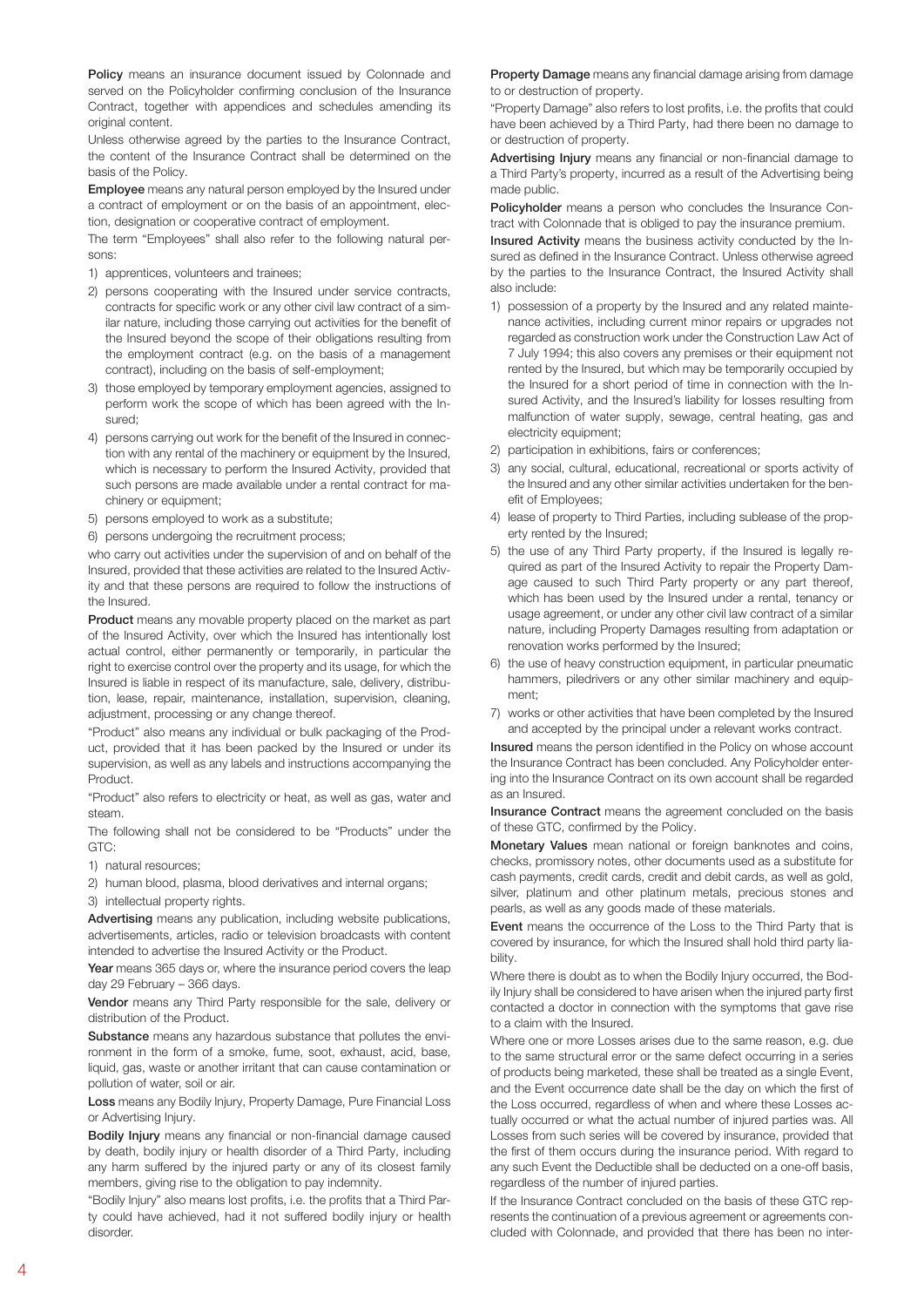**Policy** means an insurance document issued by Colonnade and served on the Policyholder confirming conclusion of the Insurance Contract, together with appendices and schedules amending its original content.

Unless otherwise agreed by the parties to the Insurance Contract, the content of the Insurance Contract shall be determined on the basis of the Policy.

**Employee** means any natural person employed by the Insured under a contract of employment or on the basis of an appointment, election, designation or cooperative contract of employment.

The term "Employees" shall also refer to the following natural persons:

1) apprentices, volunteers and trainees;
2) persons cooperating with the Insured under service contracts, contracts for specific work or any other civil law contract of a similar nature, including those carrying out activities for the benefit of the Insured beyond the scope of their obligations resulting from the employment contract (e.g. on the basis of a management contract), including on the basis of self-employment;
3) those employed by temporary employment agencies, assigned to perform work the scope of which has been agreed with the Insured;
4) persons carrying out work for the benefit of the Insured in connection with any rental of the machinery or equipment by the Insured, which is necessary to perform the Insured Activity, provided that such persons are made available under a rental contract for machinery or equipment;
5) persons employed to work as a substitute;
6) persons undergoing the recruitment process;

who carry out activities under the supervision of and on behalf of the Insured, provided that these activities are related to the Insured Activity and that these persons are required to follow the instructions of the Insured.

**Product** means any movable property placed on the market as part of the Insured Activity, over which the Insured has intentionally lost actual control, either permanently or temporarily, in particular the right to exercise control over the property and its usage, for which the Insured is liable in respect of its manufacture, sale, delivery, distribution, lease, repair, maintenance, installation, supervision, cleaning, adjustment, processing or any change thereof.

"Product" also means any individual or bulk packaging of the Product, provided that it has been packed by the Insured or under its supervision, as well as any labels and instructions accompanying the Product.

"Product" also refers to electricity or heat, as well as gas, water and steam.

The following shall not be considered to be "Products" under the GTC:

1) natural resources;
2) human blood, plasma, blood derivatives and internal organs;
3) intellectual property rights.

**Advertising** means any publication, including website publications, advertisements, articles, radio or television broadcasts with content intended to advertise the Insured Activity or the Product.

**Year** means 365 days or, where the insurance period covers the leap day 29 February – 366 days.

**Vendor** means any Third Party responsible for the sale, delivery or distribution of the Product.

**Substance** means any hazardous substance that pollutes the environment in the form of a smoke, fume, soot, exhaust, acid, base, liquid, gas, waste or another irritant that can cause contamination or pollution of water, soil or air.

**Loss** means any Bodily Injury, Property Damage, Pure Financial Loss or Advertising Injury.

**Bodily Injury** means any financial or non-financial damage caused by death, bodily injury or health disorder of a Third Party, including any harm suffered by the injured party or any of its closest family members, giving rise to the obligation to pay indemnity.

"Bodily Injury" also means lost profits, i.e. the profits that a Third Party could have achieved, had it not suffered bodily injury or health disorder.

**Property Damage** means any financial damage arising from damage to or destruction of property.

"Property Damage" also refers to lost profits, i.e. the profits that could have been achieved by a Third Party, had there been no damage to or destruction of property.

**Advertising Injury** means any financial or non-financial damage to a Third Party's property, incurred as a result of the Advertising being made public.

**Policyholder** means a person who concludes the Insurance Contract with Colonnade that is obliged to pay the insurance premium.

**Insured Activity** means the business activity conducted by the Insured as defined in the Insurance Contract. Unless otherwise agreed by the parties to the Insurance Contract, the Insured Activity shall also include:

1) possession of a property by the Insured and any related maintenance activities, including current minor repairs or upgrades not regarded as construction work under the Construction Law Act of 7 July 1994; this also covers any premises or their equipment not rented by the Insured, but which may be temporarily occupied by the Insured for a short period of time in connection with the Insured Activity, and the Insured's liability for losses resulting from malfunction of water supply, sewage, central heating, gas and electricity equipment;
2) participation in exhibitions, fairs or conferences;
3) any social, cultural, educational, recreational or sports activity of the Insured and any other similar activities undertaken for the benefit of Employees;
4) lease of property to Third Parties, including sublease of the property rented by the Insured;
5) the use of any Third Party property, if the Insured is legally required as part of the Insured Activity to repair the Property Damage caused to such Third Party property or any part thereof, which has been used by the Insured under a rental, tenancy or usage agreement, or under any other civil law contract of a similar nature, including Property Damages resulting from adaptation or renovation works performed by the Insured;
6) the use of heavy construction equipment, in particular pneumatic hammers, piledrivers or any other similar machinery and equipment;
7) works or other activities that have been completed by the Insured and accepted by the principal under a relevant works contract.

**Insured** means the person identified in the Policy on whose account the Insurance Contract has been concluded. Any Policyholder entering into the Insurance Contract on its own account shall be regarded as an Insured.

**Insurance Contract** means the agreement concluded on the basis of these GTC, confirmed by the Policy.

**Monetary Values** mean national or foreign banknotes and coins, checks, promissory notes, other documents used as a substitute for cash payments, credit cards, credit and debit cards, as well as gold, silver, platinum and other platinum metals, precious stones and pearls, as well as any goods made of these materials.

**Event** means the occurrence of the Loss to the Third Party that is covered by insurance, for which the Insured shall hold third party liability.

Where there is doubt as to when the Bodily Injury occurred, the Bodily Injury shall be considered to have arisen when the injured party first contacted a doctor in connection with the symptoms that gave rise to a claim with the Insured.

Where one or more Losses arises due to the same reason, e.g. due to the same structural error or the same defect occurring in a series of products being marketed, these shall be treated as a single Event, and the Event occurrence date shall be the day on which the first of the Loss occurred, regardless of when and where these Losses actually occurred or what the actual number of injured parties was. All Losses from such series will be covered by insurance, provided that the first of them occurs during the insurance period. With regard to any such Event the Deductible shall be deducted on a one-off basis, regardless of the number of injured parties.

If the Insurance Contract concluded on the basis of these GTC represents the continuation of a previous agreement or agreements concluded with Colonnade, and provided that there has been no inter-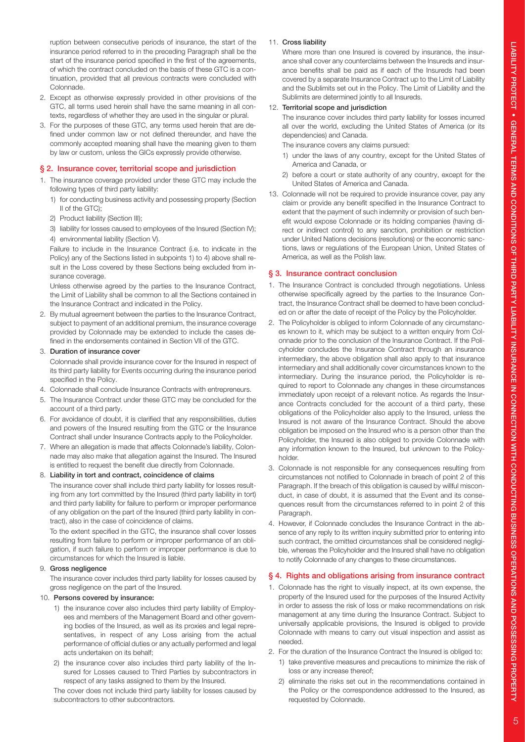ruption between consecutive periods of insurance, the start of the insurance period referred to in the preceding Paragraph shall be the start of the insurance period specified in the first of the agreements, of which the contract concluded on the basis of these GTC is a continuation, provided that all previous contracts were concluded with Colonnade.

2. Except as otherwise expressly provided in other provisions of the GTC, all terms used herein shall have the same meaning in all contexts, regardless of whether they are used in the singular or plural.
3. For the purposes of these GTC, any terms used herein that are defined under common law or not defined thereunder, and have the commonly accepted meaning shall have the meaning given to them by law or custom, unless the GICs expressly provide otherwise.

## § 2. Insurance cover, territorial scope and jurisdiction

1. The insurance coverage provided under these GTC may include the following types of third party liability:
   1) for conducting business activity and possessing property (Section II of the GTC);
   2) Product liability (Section III);
   3) liability for losses caused to employees of the Insured (Section IV);
   4) environmental liability (Section V).

   Failure to include in the Insurance Contract (i.e. to indicate in the Policy) any of the Sections listed in subpoints 1) to 4) above shall result in the Loss covered by these Sections being excluded from insurance coverage.

   Unless otherwise agreed by the parties to the Insurance Contract, the Limit of Liability shall be common to all the Sections contained in the Insurance Contract and indicated in the Policy.
2. By mutual agreement between the parties to the Insurance Contract, subject to payment of an additional premium, the insurance coverage provided by Colonnade may be extended to include the cases defined in the endorsements contained in Section VII of the GTC.
3. **Duration of insurance cover**

   Colonnade shall provide insurance cover for the Insured in respect of its third party liability for Events occurring during the insurance period specified in the Policy.
4. Colonnade shall conclude Insurance Contracts with entrepreneurs.
5. The Insurance Contract under these GTC may be concluded for the account of a third party.
6. For avoidance of doubt, it is clarified that any responsibilities, duties and powers of the Insured resulting from the GTC or the Insurance Contract shall under Insurance Contracts apply to the Policyholder.
7. Where an allegation is made that affects Colonnade's liability, Colonnade may also make that allegation against the Insured. The Insured is entitled to request the benefit due directly from Colonnade.
8. **Liability in tort and contract, coincidence of claims**

   The insurance cover shall include third party liability for losses resulting from any tort committed by the Insured (third party liability in tort) and third party liability for failure to perform or improper performance of any obligation on the part of the Insured (third party liability in contract), also in the case of coincidence of claims.

   To the extent specified in the GTC, the insurance shall cover losses resulting from failure to perform or improper performance of an obligation, if such failure to perform or improper performance is due to circumstances for which the Insured is liable.
9. **Gross negligence**

   The insurance cover includes third party liability for losses caused by gross negligence on the part of the Insured.
10. **Persons covered by insurance:**
    1) the insurance cover also includes third party liability of Employees and members of the Management Board and other governing bodies of the Insured, as well as its proxies and legal representatives, in respect of any Loss arising from the actual performance of official duties or any actually performed and legal acts undertaken on its behalf;
    2) the insurance cover also includes third party liability of the Insured for Losses caused to Third Parties by subcontractors in respect of any tasks assigned to them by the Insured.

    The cover does not include third party liability for losses caused by subcontractors to other subcontractors.
11. **Cross liability**

    Where more than one Insured is covered by insurance, the insurance shall cover any counterclaims between the Insureds and insurance benefits shall be paid as if each of the Insureds had been covered by a separate Insurance Contract up to the Limit of Liability and the Sublimits set out in the Policy. The Limit of Liability and the Sublimits are determined jointly to all Insureds.
12. **Territorial scope and jurisdiction**

    The insurance cover includes third party liability for losses incurred all over the world, excluding the United States of America (or its dependencies) and Canada.

    The insurance covers any claims pursued:
    1) under the laws of any country, except for the United States of America and Canada, or
    2) before a court or state authority of any country, except for the United States of America and Canada.
13. Colonnade will not be required to provide insurance cover, pay any claim or provide any benefit specified in the Insurance Contract to extent that the payment of such indemnity or provision of such benefit would expose Colonnade or its holding companies (having direct or indirect control) to any sanction, prohibition or restriction under United Nations decisions (resolutions) or the economic sanctions, laws or regulations of the European Union, United States of America, as well as the Polish law.

## § 3. Insurance contract conclusion

1. The Insurance Contract is concluded through negotiations. Unless otherwise specifically agreed by the parties to the Insurance Contract, the Insurance Contract shall be deemed to have been concluded on or after the date of receipt of the Policy by the Policyholder.
2. The Policyholder is obliged to inform Colonnade of any circumstances known to it, which may be subject to a written enquiry from Colonnade prior to the conclusion of the Insurance Contract. If the Policyholder concludes the Insurance Contract through an insurance intermediary, the above obligation shall also apply to that insurance intermediary and shall additionally cover circumstances known to the intermediary. During the insurance period, the Policyholder is required to report to Colonnade any changes in these circumstances immediately upon receipt of a relevant notice. As regards the Insurance Contracts concluded for the account of a third party, these obligations of the Policyholder also apply to the Insured, unless the Insured is not aware of the Insurance Contract. Should the above obligation be imposed on the Insured who is a person other than the Policyholder, the Insured is also obliged to provide Colonnade with any information known to the Insured, but unknown to the Policyholder.
3. Colonnade is not responsible for any consequences resulting from circumstances not notified to Colonnade in breach of point 2 of this Paragraph. If the breach of this obligation is caused by willful misconduct, in case of doubt, it is assumed that the Event and its consequences result from the circumstances referred to in point 2 of this Paragraph.
4. However, if Colonnade concludes the Insurance Contract in the absence of any reply to its written inquiry submitted prior to entering into such contract, the omitted circumstances shall be considered negligible, whereas the Policyholder and the Insured shall have no obligation to notify Colonnade of any changes to these circumstances.

## § 4. Rights and obligations arising from insurance contract

1. Colonnade has the right to visually inspect, at its own expense, the property of the Insured used for the purposes of the Insured Activity in order to assess the risk of loss or make recommendations on risk management at any time during the Insurance Contract. Subject to universally applicable provisions, the Insured is obliged to provide Colonnade with means to carry out visual inspection and assist as needed.
2. For the duration of the Insurance Contract the Insured is obliged to:
   1) take preventive measures and precautions to minimize the risk of loss or any increase thereof;
   2) eliminate the risks set out in the recommendations contained in the Policy or the correspondence addressed to the Insured, as requested by Colonnade.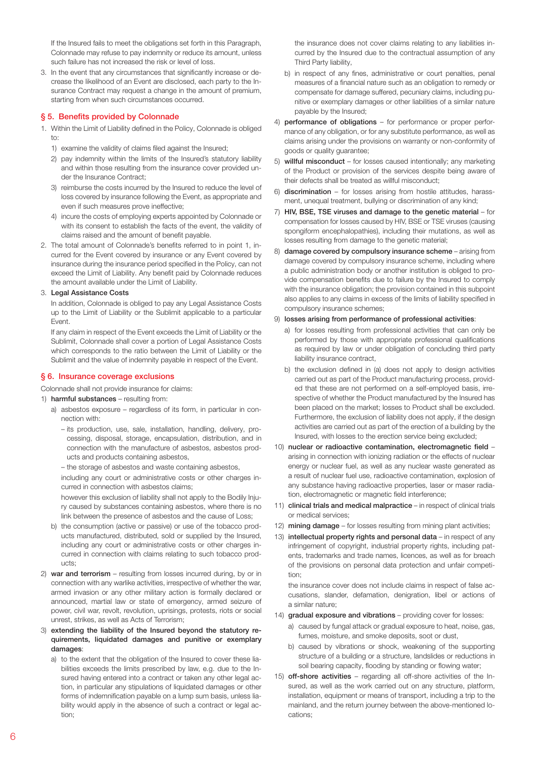If the Insured fails to meet the obligations set forth in this Paragraph, Colonnade may refuse to pay indemnity or reduce its amount, unless such failure has not increased the risk or level of loss.

3. In the event that any circumstances that significantly increase or decrease the likelihood of an Event are disclosed, each party to the Insurance Contract may request a change in the amount of premium, starting from when such circumstances occurred.

## § 5. Benefits provided by Colonnade

1. Within the Limit of Liability defined in the Policy, Colonnade is obliged to:
   1) examine the validity of claims filed against the Insured;
   2) pay indemnity within the limits of the Insured's statutory liability and within those resulting from the insurance cover provided under the Insurance Contract;
   3) reimburse the costs incurred by the Insured to reduce the level of loss covered by insurance following the Event, as appropriate and even if such measures prove ineffective;
   4) incure the costs of employing experts appointed by Colonnade or with its consent to establish the facts of the event, the validity of claims raised and the amount of benefit payable.
2. The total amount of Colonnade's benefits referred to in point 1, incurred for the Event covered by insurance or any Event covered by insurance during the insurance period specified in the Policy, can not exceed the Limit of Liability. Any benefit paid by Colonnade reduces the amount available under the Limit of Liability.
3. **Legal Assistance Costs**

   In addition, Colonnade is obliged to pay any Legal Assistance Costs up to the Limit of Liability or the Sublimit applicable to a particular Event.

   If any claim in respect of the Event exceeds the Limit of Liability or the Sublimit, Colonnade shall cover a portion of Legal Assistance Costs which corresponds to the ratio between the Limit of Liability or the Sublimit and the value of indemnity payable in respect of the Event.

## § 6. Insurance coverage exclusions

Colonnade shall not provide insurance for claims:

1) **harmful substances** – resulting from:
   a) asbestos exposure – regardless of its form, in particular in connection with:
      – its production, use, sale, installation, handling, delivery, processing, disposal, storage, encapsulation, distribution, and in connection with the manufacture of asbestos, asbestos products and products containing asbestos,
      – the storage of asbestos and waste containing asbestos,

      including any court or administrative costs or other charges incurred in connection with asbestos claims;

      however this exclusion of liability shall not apply to the Bodily Injury caused by substances containing asbestos, where there is no link between the presence of asbestos and the cause of Loss;
   b) the consumption (active or passive) or use of the tobacco products manufactured, distributed, sold or supplied by the Insured, including any court or administrative costs or other charges incurred in connection with claims relating to such tobacco products;
2) **war and terrorism** – resulting from losses incurred during, by or in connection with any warlike activities, irrespective of whether the war, armed invasion or any other military action is formally declared or announced, martial law or state of emergency, armed seizure of power, civil war, revolt, revolution, uprisings, protests, riots or social unrest, strikes, as well as Acts of Terrorism;
3) **extending the liability of the Insured beyond the statutory requirements, liquidated damages and punitive or exemplary damages**:
   a) to the extent that the obligation of the Insured to cover these liabilities exceeds the limits prescribed by law, e.g. due to the Insured having entered into a contract or taken any other legal action, in particular any stipulations of liquidated damages or other forms of indemnification payable on a lump sum basis, unless liability would apply in the absence of such a contract or legal action;

      the insurance does not cover claims relating to any liabilities incurred by the Insured due to the contractual assumption of any Third Party liability,
   b) in respect of any fines, administrative or court penalties, penal measures of a financial nature such as an obligation to remedy or compensate for damage suffered, pecuniary claims, including punitive or exemplary damages or other liabilities of a similar nature payable by the Insured;
4) **performance of obligations** – for performance or proper performance of any obligation, or for any substitute performance, as well as claims arising under the provisions on warranty or non-conformity of goods or quality guarantee;
5) **willful misconduct** – for losses caused intentionally; any marketing of the Product or provision of the services despite being aware of their defects shall be treated as willful misconduct;
6) **discrimination** – for losses arising from hostile attitudes, harassment, unequal treatment, bullying or discrimination of any kind;
7) **HIV, BSE, TSE viruses and damage to the genetic material** – for compensation for losses caused by HIV, BSE or TSE viruses (causing spongiform encephalopathies), including their mutations, as well as losses resulting from damage to the genetic material;
8) **damage covered by compulsory insurance scheme** – arising from damage covered by compulsory insurance scheme, including where a public administration body or another institution is obliged to provide compensation benefits due to failure by the Insured to comply with the insurance obligation; the provision contained in this subpoint also applies to any claims in excess of the limits of liability specified in compulsory insurance schemes;
9) **losses arising from performance of professional activities**:
   a) for losses resulting from professional activities that can only be performed by those with appropriate professional qualifications as required by law or under obligation of concluding third party liability insurance contract,
   b) the exclusion defined in (a) does not apply to design activities carried out as part of the Product manufacturing process, provided that these are not performed on a self-employed basis, irrespective of whether the Product manufactured by the Insured has been placed on the market; losses to Product shall be excluded. Furthermore, the exclusion of liability does not apply, if the design activities are carried out as part of the erection of a building by the Insured, with losses to the erection service being excluded;
10) **nuclear or radioactive contamination, electromagnetic field** – arising in connection with ionizing radiation or the effects of nuclear energy or nuclear fuel, as well as any nuclear waste generated as a result of nuclear fuel use, radioactive contamination, explosion of any substance having radioactive properties, laser or maser radiation, electromagnetic or magnetic field interference;
11) **clinical trials and medical malpractice** – in respect of clinical trials or medical services;
12) **mining damage** – for losses resulting from mining plant activities;
13) **intellectual property rights and personal data** – in respect of any infringement of copyright, industrial property rights, including patents, trademarks and trade names, licences, as well as for breach of the provisions on personal data protection and unfair competition;

    the insurance cover does not include claims in respect of false accusations, slander, defamation, denigration, libel or actions of a similar nature;
14) **gradual exposure and vibrations** – providing cover for losses:
    a) caused by fungal attack or gradual exposure to heat, noise, gas, fumes, moisture, and smoke deposits, soot or dust,
    b) caused by vibrations or shock, weakening of the supporting structure of a building or a structure, landslides or reductions in soil bearing capacity, flooding by standing or flowing water;
15) **off-shore activities** – regarding all off-shore activities of the Insured, as well as the work carried out on any structure, platform, installation, equipment or means of transport, including a trip to the mainland, and the return journey between the above-mentioned locations;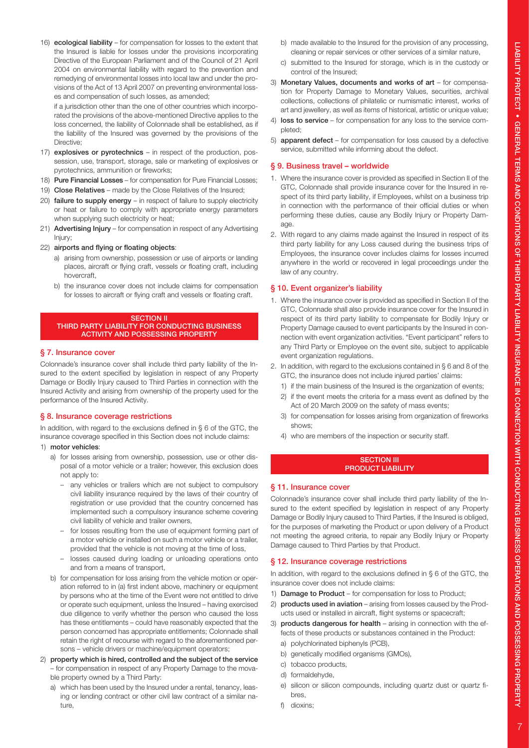16) **ecological liability** – for compensation for losses to the extent that the Insured is liable for losses under the provisions incorporating Directive of the European Parliament and of the Council of 21 April 2004 on environmental liability with regard to the prevention and remedying of environmental losses into local law and under the provisions of the Act of 13 April 2007 on preventing environmental losses and compensation of such losses, as amended;

    if a jurisdiction other than the one of other countries which incorporated the provisions of the above-mentioned Directive applies to the loss concerned, the liability of Colonnade shall be established, as if the liability of the Insured was governed by the provisions of the Directive;

17) **explosives or pyrotechnics** – in respect of the production, possession, use, transport, storage, sale or marketing of explosives or pyrotechnics, ammunition or fireworks;
18) **Pure Financial Losses** – for compensation for Pure Financial Losses;
19) **Close Relatives** – made by the Close Relatives of the Insured;
20) **failure to supply energy** – in respect of failure to supply electricity or heat or failure to comply with appropriate energy parameters when supplying such electricity or heat;
21) **Advertising Injury** – for compensation in respect of any Advertising Injury;
22) **airports and flying or floating objects**:
    a) arising from ownership, possession or use of airports or landing places, aircraft or flying craft, vessels or floating craft, including hovercraft,
    b) the insurance cover does not include claims for compensation for losses to aircraft or flying craft and vessels or floating craft.

## SECTION II
## THIRD PARTY LIABILITY FOR CONDUCTING BUSINESS ACTIVITY AND POSSESSING PROPERTY

### § 7. Insurance cover

Colonnade's insurance cover shall include third party liability of the Insured to the extent specified by legislation in respect of any Property Damage or Bodily Injury caused to Third Parties in connection with the Insured Activity and arising from ownership of the property used for the performance of the Insured Activity.

### § 8. Insurance coverage restrictions

In addition, with regard to the exclusions defined in § 6 of the GTC, the insurance coverage specified in this Section does not include claims:

1) **motor vehicles**:
    a) for losses arising from ownership, possession, use or other disposal of a motor vehicle or a trailer; however, this exclusion does not apply to:
        – any vehicles or trailers which are not subject to compulsory civil liability insurance required by the laws of their country of registration or use provided that the country concerned has implemented such a compulsory insurance scheme covering civil liability of vehicle and trailer owners,
        – for losses resulting from the use of equipment forming part of a motor vehicle or installed on such a motor vehicle or a trailer, provided that the vehicle is not moving at the time of loss,
        – losses caused during loading or unloading operations onto and from a means of transport,
    b) for compensation for loss arising from the vehicle motion or operation referred to in (a) first indent above, machinery or equipment by persons who at the time of the Event were not entitled to drive or operate such equipment, unless the Insured – having exercised due diligence to verify whether the person who caused the loss has these entitlements – could have reasonably expected that the person concerned has appropriate entitlements; Colonnade shall retain the right of recourse with regard to the aforementioned persons – vehicle drivers or machine/equipment operators;
2) **property which is hired, controlled and the subject of the service** – for compensation in respect of any Property Damage to the movable property owned by a Third Party:
    a) which has been used by the Insured under a rental, tenancy, leasing or lending contract or other civil law contract of a similar nature,
    b) made available to the Insured for the provision of any processing, cleaning or repair services or other services of a similar nature,
    c) submitted to the Insured for storage, which is in the custody or control of the Insured;
3) **Monetary Values, documents and works of art** – for compensation for Property Damage to Monetary Values, securities, archival collections, collections of philatelic or numismatic interest, works of art and jewellery, as well as items of historical, artistic or unique value;
4) **loss to service** – for compensation for any loss to the service completed;
5) **apparent defect** – for compensation for loss caused by a defective service, submitted while informing about the defect.

### § 9. Business travel – worldwide

1. Where the insurance cover is provided as specified in Section II of the GTC, Colonnade shall provide insurance cover for the Insured in respect of its third party liability, if Employees, whilst on a business trip in connection with the performance of their official duties or when performing these duties, cause any Bodily Injury or Property Damage.
2. With regard to any claims made against the Insured in respect of its third party liability for any Loss caused during the business trips of Employees, the insurance cover includes claims for losses incurred anywhere in the world or recovered in legal proceedings under the law of any country.

### § 10. Event organizer's liability

1. Where the insurance cover is provided as specified in Section II of the GTC, Colonnade shall also provide insurance cover for the Insured in respect of its third party liability to compensate for Bodily Injury or Property Damage caused to event participants by the Insured in connection with event organization activities. "Event participant" refers to any Third Party or Employee on the event site, subject to applicable event organization regulations.
2. In addition, with regard to the exclusions contained in § 6 and 8 of the GTC, the insurance does not include injured parties' claims:
    1) if the main business of the Insured is the organization of events;
    2) if the event meets the criteria for a mass event as defined by the Act of 20 March 2009 on the safety of mass events;
    3) for compensation for losses arising from organization of fireworks shows;
    4) who are members of the inspection or security staff.

## SECTION III
## PRODUCT LIABILITY

### § 11. Insurance cover

Colonnade's insurance cover shall include third party liability of the Insured to the extent specified by legislation in respect of any Property Damage or Bodily Injury caused to Third Parties, if the Insured is obliged, for the purposes of marketing the Product or upon delivery of a Product not meeting the agreed criteria, to repair any Bodily Injury or Property Damage caused to Third Parties by that Product.

### § 12. Insurance coverage restrictions

In addition, with regard to the exclusions defined in § 6 of the GTC, the insurance cover does not include claims:

1) **Damage to Product** – for compensation for loss to Product;
2) **products used in aviation** – arising from losses caused by the Products used or installed in aircraft, flight systems or spacecraft;
3) **products dangerous for health** – arising in connection with the effects of these products or substances contained in the Product:
    a) polychlorinated biphenyls (PCB),
    b) genetically modified organisms (GMOs),
    c) tobacco products,
    d) formaldehyde,
    e) silicon or silicon compounds, including quartz dust or quartz fibres,
    f) dioxins;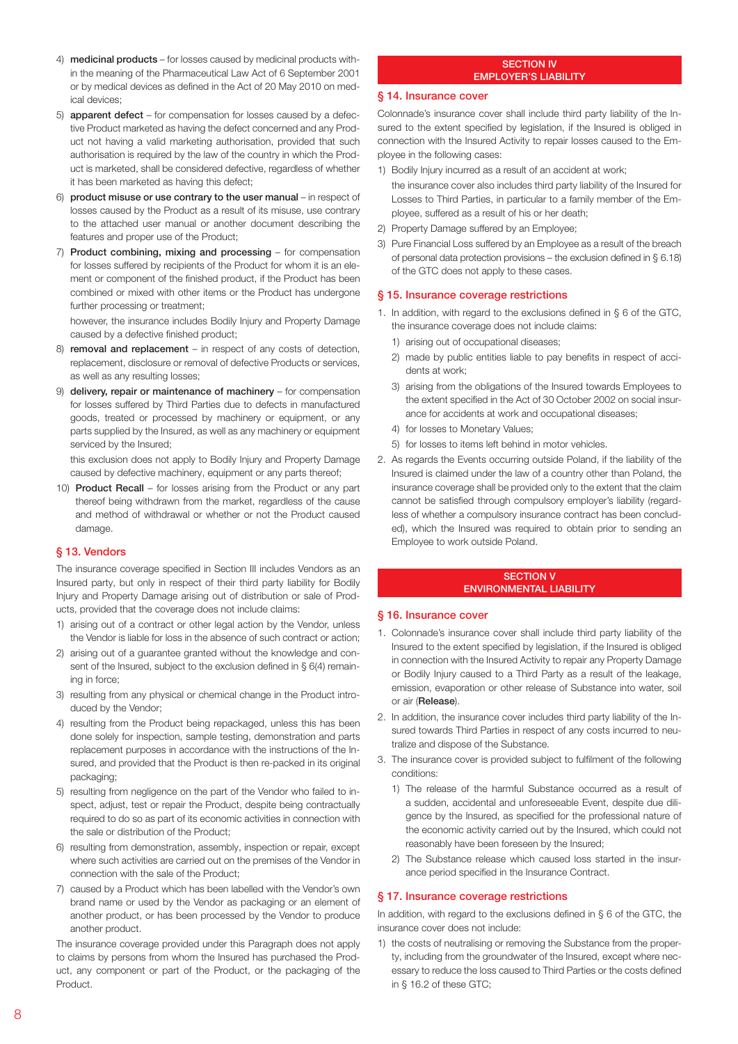4) **medicinal products** – for losses caused by medicinal products within the meaning of the Pharmaceutical Law Act of 6 September 2001 or by medical devices as defined in the Act of 20 May 2010 on medical devices;
5) **apparent defect** – for compensation for losses caused by a defective Product marketed as having the defect concerned and any Product not having a valid marketing authorisation, provided that such authorisation is required by the law of the country in which the Product is marketed, shall be considered defective, regardless of whether it has been marketed as having this defect;
6) **product misuse or use contrary to the user manual** – in respect of losses caused by the Product as a result of its misuse, use contrary to the attached user manual or another document describing the features and proper use of the Product;
7) **Product combining, mixing and processing** – for compensation for losses suffered by recipients of the Product for whom it is an element or component of the finished product, if the Product has been combined or mixed with other items or the Product has undergone further processing or treatment;

   however, the insurance includes Bodily Injury and Property Damage caused by a defective finished product;
8) **removal and replacement** – in respect of any costs of detection, replacement, disclosure or removal of defective Products or services, as well as any resulting losses;
9) **delivery, repair or maintenance of machinery** – for compensation for losses suffered by Third Parties due to defects in manufactured goods, treated or processed by machinery or equipment, or any parts supplied by the Insured, as well as any machinery or equipment serviced by the Insured;

   this exclusion does not apply to Bodily Injury and Property Damage caused by defective machinery, equipment or any parts thereof;
10) **Product Recall** – for losses arising from the Product or any part thereof being withdrawn from the market, regardless of the cause and method of withdrawal or whether or not the Product caused damage.

## § 13. Vendors

The insurance coverage specified in Section III includes Vendors as an Insured party, but only in respect of their third party liability for Bodily Injury and Property Damage arising out of distribution or sale of Products, provided that the coverage does not include claims:

1) arising out of a contract or other legal action by the Vendor, unless the Vendor is liable for loss in the absence of such contract or action;
2) arising out of a guarantee granted without the knowledge and consent of the Insured, subject to the exclusion defined in § 6(4) remaining in force;
3) resulting from any physical or chemical change in the Product introduced by the Vendor;
4) resulting from the Product being repackaged, unless this has been done solely for inspection, sample testing, demonstration and parts replacement purposes in accordance with the instructions of the Insured, and provided that the Product is then re-packed in its original packaging;
5) resulting from negligence on the part of the Vendor who failed to inspect, adjust, test or repair the Product, despite being contractually required to do so as part of its economic activities in connection with the sale or distribution of the Product;
6) resulting from demonstration, assembly, inspection or repair, except where such activities are carried out on the premises of the Vendor in connection with the sale of the Product;
7) caused by a Product which has been labelled with the Vendor's own brand name or used by the Vendor as packaging or an element of another product, or has been processed by the Vendor to produce another product.

The insurance coverage provided under this Paragraph does not apply to claims by persons from whom the Insured has purchased the Product, any component or part of the Product, or the packaging of the Product.

# SECTION IV
# EMPLOYER'S LIABILITY

## § 14. Insurance cover

Colonnade's insurance cover shall include third party liability of the Insured to the extent specified by legislation, if the Insured is obliged in connection with the Insured Activity to repair losses caused to the Employee in the following cases:

1) Bodily Injury incurred as a result of an accident at work;

   the insurance cover also includes third party liability of the Insured for Losses to Third Parties, in particular to a family member of the Employee, suffered as a result of his or her death;
2) Property Damage suffered by an Employee;
3) Pure Financial Loss suffered by an Employee as a result of the breach of personal data protection provisions – the exclusion defined in § 6.18) of the GTC does not apply to these cases.

## § 15. Insurance coverage restrictions

1. In addition, with regard to the exclusions defined in § 6 of the GTC, the insurance coverage does not include claims:
   1) arising out of occupational diseases;
   2) made by public entities liable to pay benefits in respect of accidents at work;
   3) arising from the obligations of the Insured towards Employees to the extent specified in the Act of 30 October 2002 on social insurance for accidents at work and occupational diseases;
   4) for losses to Monetary Values;
   5) for losses to items left behind in motor vehicles.
2. As regards the Events occurring outside Poland, if the liability of the Insured is claimed under the law of a country other than Poland, the insurance coverage shall be provided only to the extent that the claim cannot be satisfied through compulsory employer's liability (regardless of whether a compulsory insurance contract has been concluded), which the Insured was required to obtain prior to sending an Employee to work outside Poland.

# SECTION V
# ENVIRONMENTAL LIABILITY

## § 16. Insurance cover

1. Colonnade's insurance cover shall include third party liability of the Insured to the extent specified by legislation, if the Insured is obliged in connection with the Insured Activity to repair any Property Damage or Bodily Injury caused to a Third Party as a result of the leakage, emission, evaporation or other release of Substance into water, soil or air (**Release**).
2. In addition, the insurance cover includes third party liability of the Insured towards Third Parties in respect of any costs incurred to neutralize and dispose of the Substance.
3. The insurance cover is provided subject to fulfilment of the following conditions:
   1) The release of the harmful Substance occurred as a result of a sudden, accidental and unforeseeable Event, despite due diligence by the Insured, as specified for the professional nature of the economic activity carried out by the Insured, which could not reasonably have been foreseen by the Insured;
   2) The Substance release which caused loss started in the insurance period specified in the Insurance Contract.

## § 17. Insurance coverage restrictions

In addition, with regard to the exclusions defined in § 6 of the GTC, the insurance cover does not include:

1) the costs of neutralising or removing the Substance from the property, including from the groundwater of the Insured, except where necessary to reduce the loss caused to Third Parties or the costs defined in § 16.2 of these GTC;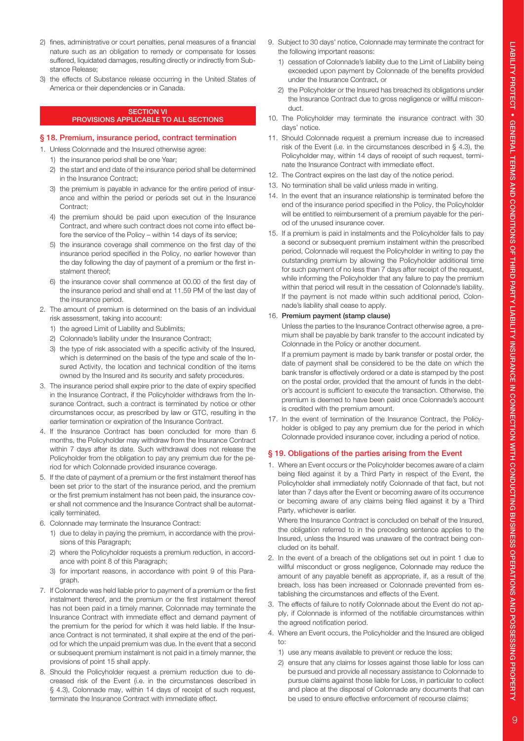2) fines, administrative or court penalties, penal measures of a financial nature such as an obligation to remedy or compensate for losses suffered, liquidated damages, resulting directly or indirectly from Substance Release;
3) the effects of Substance release occurring in the United States of America or their dependencies or in Canada.

## SECTION VI
## PROVISIONS APPLICABLE TO ALL SECTIONS

### § 18. Premium, insurance period, contract termination

1. Unless Colonnade and the Insured otherwise agree:
   1) the insurance period shall be one Year;
   2) the start and end date of the insurance period shall be determined in the Insurance Contract;
   3) the premium is payable in advance for the entire period of insurance and within the period or periods set out in the Insurance Contract;
   4) the premium should be paid upon execution of the Insurance Contract, and where such contract does not come into effect before the service of the Policy – within 14 days of its service;
   5) the insurance coverage shall commence on the first day of the insurance period specified in the Policy, no earlier however than the day following the day of payment of a premium or the first instalment thereof;
   6) the insurance cover shall commence at 00.00 of the first day of the insurance period and shall end at 11.59 PM of the last day of the insurance period.
2. The amount of premium is determined on the basis of an individual risk assessment, taking into account:
   1) the agreed Limit of Liability and Sublimits;
   2) Colonnade's liability under the Insurance Contract;
   3) the type of risk associated with a specific activity of the Insured, which is determined on the basis of the type and scale of the Insured Activity, the location and technical condition of the items owned by the Insured and its security and safety procedures.
3. The insurance period shall expire prior to the date of expiry specified in the Insurance Contract, if the Policyholder withdraws from the Insurance Contract, such a contract is terminated by notice or other circumstances occur, as prescribed by law or GTC, resulting in the earlier termination or expiration of the Insurance Contract.
4. If the Insurance Contract has been concluded for more than 6 months, the Policyholder may withdraw from the Insurance Contract within 7 days after its date. Such withdrawal does not release the Policyholder from the obligation to pay any premium due for the period for which Colonnade provided insurance coverage.
5. If the date of payment of a premium or the first instalment thereof has been set prior to the start of the insurance period, and the premium or the first premium instalment has not been paid, the insurance cover shall not commence and the Insurance Contract shall be automatically terminated.
6. Colonnade may terminate the Insurance Contract:
   1) due to delay in paying the premium, in accordance with the provisions of this Paragraph;
   2) where the Policyholder requests a premium reduction, in accordance with point 8 of this Paragraph;
   3) for important reasons, in accordance with point 9 of this Paragraph.
7. If Colonnade was held liable prior to payment of a premium or the first instalment thereof, and the premium or the first instalment thereof has not been paid in a timely manner, Colonnade may terminate the Insurance Contract with immediate effect and demand payment of the premium for the period for which it was held liable. If the Insurance Contract is not terminated, it shall expire at the end of the period for which the unpaid premium was due. In the event that a second or subsequent premium instalment is not paid in a timely manner, the provisions of point 15 shall apply.
8. Should the Policyholder request a premium reduction due to decreased risk of the Event (i.e. in the circumstances described in § 4.3), Colonnade may, within 14 days of receipt of such request, terminate the Insurance Contract with immediate effect.
9. Subject to 30 days' notice, Colonnade may terminate the contract for the following important reasons:
   1) cessation of Colonnade's liability due to the Limit of Liability being exceeded upon payment by Colonnade of the benefits provided under the Insurance Contract, or
   2) the Policyholder or the Insured has breached its obligations under the Insurance Contract due to gross negligence or willful misconduct.
10. The Policyholder may terminate the insurance contract with 30 days' notice.
11. Should Colonnade request a premium increase due to increased risk of the Event (i.e. in the circumstances described in § 4.3), the Policyholder may, within 14 days of receipt of such request, terminate the Insurance Contract with immediate effect.
12. The Contract expires on the last day of the notice period.
13. No termination shall be valid unless made in writing.
14. In the event that an insurance relationship is terminated before the end of the insurance period specified in the Policy, the Policyholder will be entitled to reimbursement of a premium payable for the period of the unused insurance cover.
15. If a premium is paid in instalments and the Policyholder fails to pay a second or subsequent premium instalment within the prescribed period, Colonnade will request the Policyholder in writing to pay the outstanding premium by allowing the Policyholder additional time for such payment of no less than 7 days after receipt of the request, while informing the Policyholder that any failure to pay the premium within that period will result in the cessation of Colonnade's liability. If the payment is not made within such additional period, Colonnade's liability shall cease to apply.
16. **Premium payment (stamp clause)**

    Unless the parties to the Insurance Contract otherwise agree, a premium shall be payable by bank transfer to the account indicated by Colonnade in the Policy or another document.

    If a premium payment is made by bank transfer or postal order, the date of payment shall be considered to be the date on which the bank transfer is effectively ordered or a date is stamped by the post on the postal order, provided that the amount of funds in the debtor's account is sufficient to execute the transaction. Otherwise, the premium is deemed to have been paid once Colonnade's account is credited with the premium amount.
17. In the event of termination of the Insurance Contract, the Policyholder is obliged to pay any premium due for the period in which Colonnade provided insurance cover, including a period of notice.

### § 19. Obligations of the parties arising from the Event

1. Where an Event occurs or the Policyholder becomes aware of a claim being filed against it by a Third Party in respect of the Event, the Policyholder shall immediately notify Colonnade of that fact, but not later than 7 days after the Event or becoming aware of its occurrence or becoming aware of any claims being filed against it by a Third Party, whichever is earlier.

   Where the Insurance Contract is concluded on behalf of the Insured, the obligation referred to in the preceding sentence applies to the Insured, unless the Insured was unaware of the contract being concluded on its behalf.
2. In the event of a breach of the obligations set out in point 1 due to willful misconduct or gross negligence, Colonnade may reduce the amount of any payable benefit as appropriate, if, as a result of the breach, loss has been increased or Colonnade prevented from establishing the circumstances and effects of the Event.
3. The effects of failure to notify Colonnade about the Event do not apply, if Colonnade is informed of the notifiable circumstances within the agreed notification period.
4. Where an Event occurs, the Policyholder and the Insured are obliged to:
   1) use any means available to prevent or reduce the loss;
   2) ensure that any claims for losses against those liable for loss can be pursued and provide all necessary assistance to Colonnade to pursue claims against those liable for Loss, in particular to collect and place at the disposal of Colonnade any documents that can be used to ensure effective enforcement of recourse claims;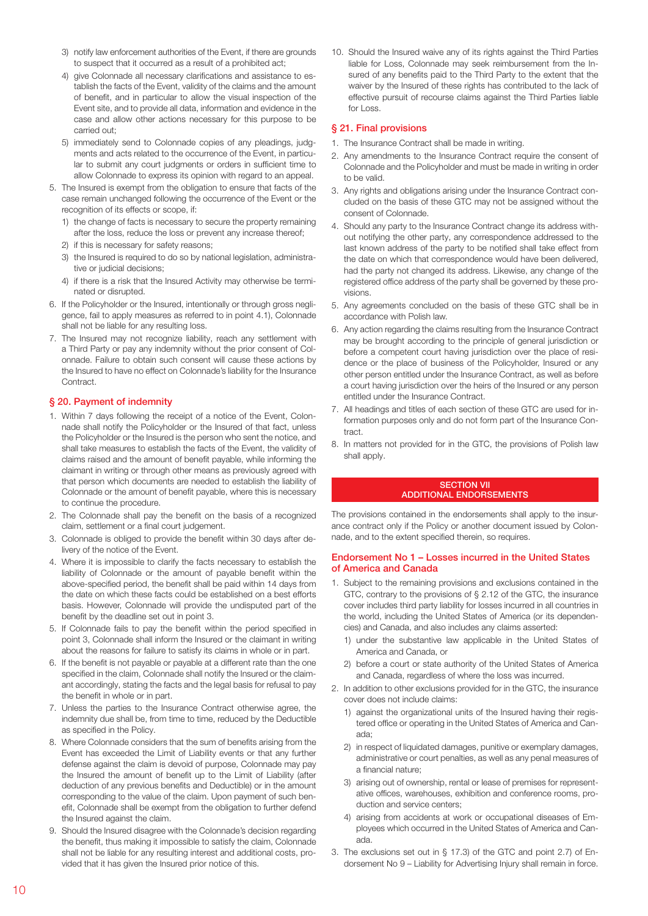3) notify law enforcement authorities of the Event, if there are grounds to suspect that it occurred as a result of a prohibited act;
4) give Colonnade all necessary clarifications and assistance to establish the facts of the Event, validity of the claims and the amount of benefit, and in particular to allow the visual inspection of the Event site, and to provide all data, information and evidence in the case and allow other actions necessary for this purpose to be carried out;
5) immediately send to Colonnade copies of any pleadings, judgments and acts related to the occurrence of the Event, in particular to submit any court judgments or orders in sufficient time to allow Colonnade to express its opinion with regard to an appeal.

5. The Insured is exempt from the obligation to ensure that facts of the case remain unchanged following the occurrence of the Event or the recognition of its effects or scope, if:
   1) the change of facts is necessary to secure the property remaining after the loss, reduce the loss or prevent any increase thereof;
   2) if this is necessary for safety reasons;
   3) the Insured is required to do so by national legislation, administrative or judicial decisions;
   4) if there is a risk that the Insured Activity may otherwise be terminated or disrupted.
6. If the Policyholder or the Insured, intentionally or through gross negligence, fail to apply measures as referred to in point 4.1), Colonnade shall not be liable for any resulting loss.
7. The Insured may not recognize liability, reach any settlement with a Third Party or pay any indemnity without the prior consent of Colonnade. Failure to obtain such consent will cause these actions by the Insured to have no effect on Colonnade's liability for the Insurance Contract.

## § 20. Payment of indemnity

1. Within 7 days following the receipt of a notice of the Event, Colonnade shall notify the Policyholder or the Insured of that fact, unless the Policyholder or the Insured is the person who sent the notice, and shall take measures to establish the facts of the Event, the validity of claims raised and the amount of benefit payable, while informing the claimant in writing or through other means as previously agreed with that person which documents are needed to establish the liability of Colonnade or the amount of benefit payable, where this is necessary to continue the procedure.
2. The Colonnade shall pay the benefit on the basis of a recognized claim, settlement or a final court judgement.
3. Colonnade is obliged to provide the benefit within 30 days after delivery of the notice of the Event.
4. Where it is impossible to clarify the facts necessary to establish the liability of Colonnade or the amount of payable benefit within the above-specified period, the benefit shall be paid within 14 days from the date on which these facts could be established on a best efforts basis. However, Colonnade will provide the undisputed part of the benefit by the deadline set out in point 3.
5. If Colonnade fails to pay the benefit within the period specified in point 3, Colonnade shall inform the Insured or the claimant in writing about the reasons for failure to satisfy its claims in whole or in part.
6. If the benefit is not payable or payable at a different rate than the one specified in the claim, Colonnade shall notify the Insured or the claimant accordingly, stating the facts and the legal basis for refusal to pay the benefit in whole or in part.
7. Unless the parties to the Insurance Contract otherwise agree, the indemnity due shall be, from time to time, reduced by the Deductible as specified in the Policy.
8. Where Colonnade considers that the sum of benefits arising from the Event has exceeded the Limit of Liability events or that any further defense against the claim is devoid of purpose, Colonnade may pay the Insured the amount of benefit up to the Limit of Liability (after deduction of any previous benefits and Deductible) or in the amount corresponding to the value of the claim. Upon payment of such benefit, Colonnade shall be exempt from the obligation to further defend the Insured against the claim.
9. Should the Insured disagree with the Colonnade's decision regarding the benefit, thus making it impossible to satisfy the claim, Colonnade shall not be liable for any resulting interest and additional costs, provided that it has given the Insured prior notice of this.
10. Should the Insured waive any of its rights against the Third Parties liable for Loss, Colonnade may seek reimbursement from the Insured of any benefits paid to the Third Party to the extent that the waiver by the Insured of these rights has contributed to the lack of effective pursuit of recourse claims against the Third Parties liable for Loss.

## § 21. Final provisions

1. The Insurance Contract shall be made in writing.
2. Any amendments to the Insurance Contract require the consent of Colonnade and the Policyholder and must be made in writing in order to be valid.
3. Any rights and obligations arising under the Insurance Contract concluded on the basis of these GTC may not be assigned without the consent of Colonnade.
4. Should any party to the Insurance Contract change its address without notifying the other party, any correspondence addressed to the last known address of the party to be notified shall take effect from the date on which that correspondence would have been delivered, had the party not changed its address. Likewise, any change of the registered office address of the party shall be governed by these provisions.
5. Any agreements concluded on the basis of these GTC shall be in accordance with Polish law.
6. Any action regarding the claims resulting from the Insurance Contract may be brought according to the principle of general jurisdiction or before a competent court having jurisdiction over the place of residence or the place of business of the Policyholder, Insured or any other person entitled under the Insurance Contract, as well as before a court having jurisdiction over the heirs of the Insured or any person entitled under the Insurance Contract.
7. All headings and titles of each section of these GTC are used for information purposes only and do not form part of the Insurance Contract.
8. In matters not provided for in the GTC, the provisions of Polish law shall apply.

# SECTION VII
# ADDITIONAL ENDORSEMENTS

The provisions contained in the endorsements shall apply to the insurance contract only if the Policy or another document issued by Colonnade, and to the extent specified therein, so requires.

## Endorsement No 1 – Losses incurred in the United States of America and Canada

1. Subject to the remaining provisions and exclusions contained in the GTC, contrary to the provisions of § 2.12 of the GTC, the insurance cover includes third party liability for losses incurred in all countries in the world, including the United States of America (or its dependencies) and Canada, and also includes any claims asserted:
   1) under the substantive law applicable in the United States of America and Canada, or
   2) before a court or state authority of the United States of America and Canada, regardless of where the loss was incurred.
2. In addition to other exclusions provided for in the GTC, the insurance cover does not include claims:
   1) against the organizational units of the Insured having their registered office or operating in the United States of America and Canada;
   2) in respect of liquidated damages, punitive or exemplary damages, administrative or court penalties, as well as any penal measures of a financial nature;
   3) arising out of ownership, rental or lease of premises for representative offices, warehouses, exhibition and conference rooms, production and service centers;
   4) arising from accidents at work or occupational diseases of Employees which occurred in the United States of America and Canada.
3. The exclusions set out in § 17.3) of the GTC and point 2.7) of Endorsement No 9 – Liability for Advertising Injury shall remain in force.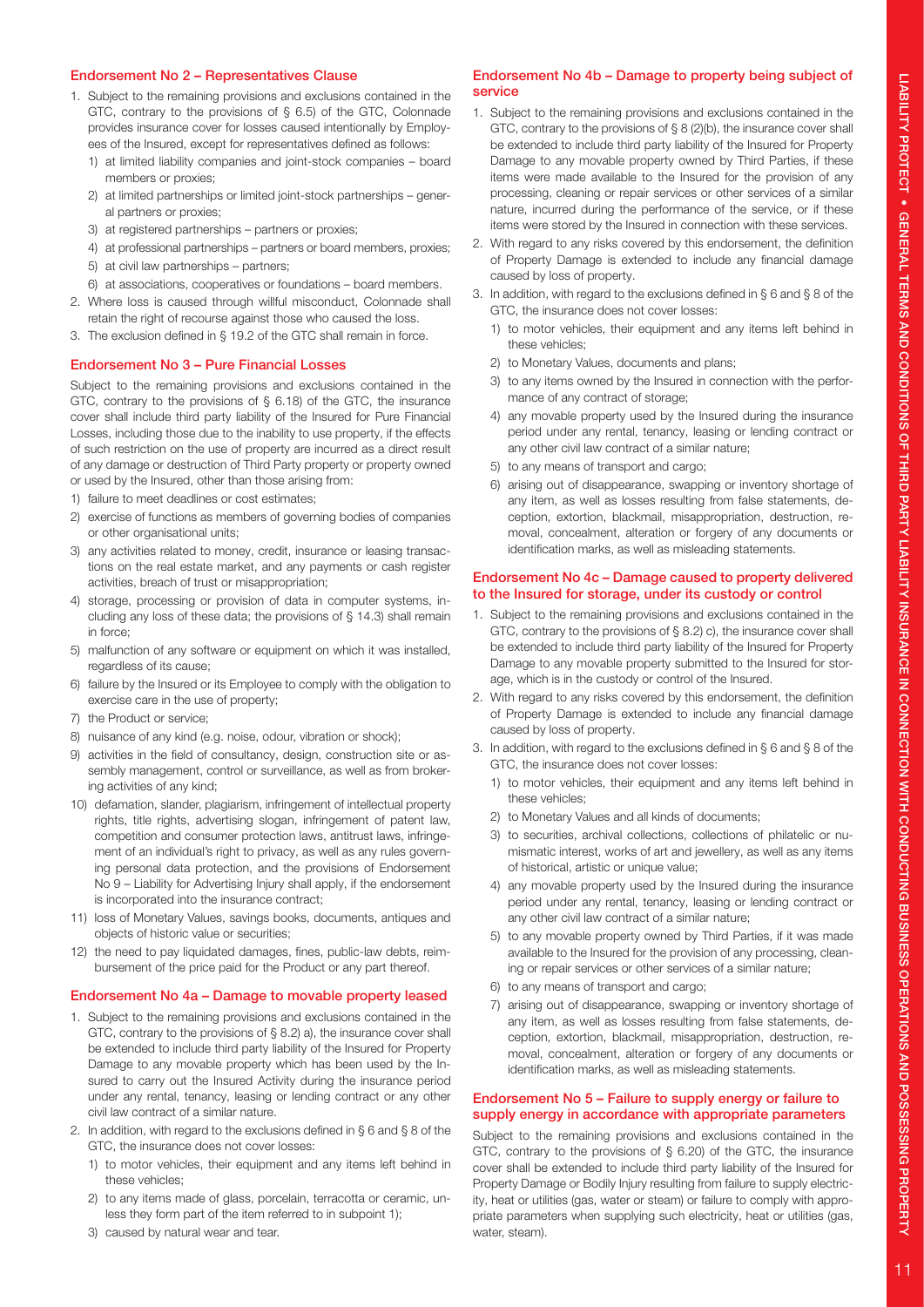### Endorsement No 2 – Representatives Clause

1. Subject to the remaining provisions and exclusions contained in the GTC, contrary to the provisions of § 6.5) of the GTC, Colonnade provides insurance cover for losses caused intentionally by Employees of the Insured, except for representatives defined as follows:
   1) at limited liability companies and joint-stock companies – board members or proxies;
   2) at limited partnerships or limited joint-stock partnerships – general partners or proxies;
   3) at registered partnerships – partners or proxies;
   4) at professional partnerships – partners or board members, proxies;
   5) at civil law partnerships – partners;
   6) at associations, cooperatives or foundations – board members.
2. Where loss is caused through willful misconduct, Colonnade shall retain the right of recourse against those who caused the loss.
3. The exclusion defined in § 19.2 of the GTC shall remain in force.

### Endorsement No 3 – Pure Financial Losses

Subject to the remaining provisions and exclusions contained in the GTC, contrary to the provisions of § 6.18) of the GTC, the insurance cover shall include third party liability of the Insured for Pure Financial Losses, including those due to the inability to use property, if the effects of such restriction on the use of property are incurred as a direct result of any damage or destruction of Third Party property or property owned or used by the Insured, other than those arising from:

1) failure to meet deadlines or cost estimates;
2) exercise of functions as members of governing bodies of companies or other organisational units;
3) any activities related to money, credit, insurance or leasing transactions on the real estate market, and any payments or cash register activities, breach of trust or misappropriation;
4) storage, processing or provision of data in computer systems, including any loss of these data; the provisions of § 14.3) shall remain in force;
5) malfunction of any software or equipment on which it was installed, regardless of its cause;
6) failure by the Insured or its Employee to comply with the obligation to exercise care in the use of property;
7) the Product or service;
8) nuisance of any kind (e.g. noise, odour, vibration or shock);
9) activities in the field of consultancy, design, construction site or assembly management, control or surveillance, as well as from brokering activities of any kind;
10) defamation, slander, plagiarism, infringement of intellectual property rights, title rights, advertising slogan, infringement of patent law, competition and consumer protection laws, antitrust laws, infringement of an individual's right to privacy, as well as any rules governing personal data protection, and the provisions of Endorsement No 9 – Liability for Advertising Injury shall apply, if the endorsement is incorporated into the insurance contract;
11) loss of Monetary Values, savings books, documents, antiques and objects of historic value or securities;
12) the need to pay liquidated damages, fines, public-law debts, reimbursement of the price paid for the Product or any part thereof.

### Endorsement No 4a – Damage to movable property leased

1. Subject to the remaining provisions and exclusions contained in the GTC, contrary to the provisions of § 8.2) a), the insurance cover shall be extended to include third party liability of the Insured for Property Damage to any movable property which has been used by the Insured to carry out the Insured Activity during the insurance period under any rental, tenancy, leasing or lending contract or any other civil law contract of a similar nature.
2. In addition, with regard to the exclusions defined in § 6 and § 8 of the GTC, the insurance does not cover losses:
   1) to motor vehicles, their equipment and any items left behind in these vehicles;
   2) to any items made of glass, porcelain, terracotta or ceramic, unless they form part of the item referred to in subpoint 1);
   3) caused by natural wear and tear.

### Endorsement No 4b – Damage to property being subject of service

1. Subject to the remaining provisions and exclusions contained in the GTC, contrary to the provisions of § 8 (2)(b), the insurance cover shall be extended to include third party liability of the Insured for Property Damage to any movable property owned by Third Parties, if these items were made available to the Insured for the provision of any processing, cleaning or repair services or other services of a similar nature, incurred during the performance of the service, or if these items were stored by the Insured in connection with these services.
2. With regard to any risks covered by this endorsement, the definition of Property Damage is extended to include any financial damage caused by loss of property.
3. In addition, with regard to the exclusions defined in § 6 and § 8 of the GTC, the insurance does not cover losses:
   1) to motor vehicles, their equipment and any items left behind in these vehicles;
   2) to Monetary Values, documents and plans;
   3) to any items owned by the Insured in connection with the performance of any contract of storage;
   4) any movable property used by the Insured during the insurance period under any rental, tenancy, leasing or lending contract or any other civil law contract of a similar nature;
   5) to any means of transport and cargo;
   6) arising out of disappearance, swapping or inventory shortage of any item, as well as losses resulting from false statements, deception, extortion, blackmail, misappropriation, destruction, removal, concealment, alteration or forgery of any documents or identification marks, as well as misleading statements.

### Endorsement No 4c – Damage caused to property delivered to the Insured for storage, under its custody or control

1. Subject to the remaining provisions and exclusions contained in the GTC, contrary to the provisions of § 8.2) c), the insurance cover shall be extended to include third party liability of the Insured for Property Damage to any movable property submitted to the Insured for storage, which is in the custody or control of the Insured.
2. With regard to any risks covered by this endorsement, the definition of Property Damage is extended to include any financial damage caused by loss of property.
3. In addition, with regard to the exclusions defined in § 6 and § 8 of the GTC, the insurance does not cover losses:
   1) to motor vehicles, their equipment and any items left behind in these vehicles;
   2) to Monetary Values and all kinds of documents;
   3) to securities, archival collections, collections of philatelic or numismatic interest, works of art and jewellery, as well as any items of historical, artistic or unique value;
   4) any movable property used by the Insured during the insurance period under any rental, tenancy, leasing or lending contract or any other civil law contract of a similar nature;
   5) to any movable property owned by Third Parties, if it was made available to the Insured for the provision of any processing, cleaning or repair services or other services of a similar nature;
   6) to any means of transport and cargo;
   7) arising out of disappearance, swapping or inventory shortage of any item, as well as losses resulting from false statements, deception, extortion, blackmail, misappropriation, destruction, removal, concealment, alteration or forgery of any documents or identification marks, as well as misleading statements.

### Endorsement No 5 – Failure to supply energy or failure to supply energy in accordance with appropriate parameters

Subject to the remaining provisions and exclusions contained in the GTC, contrary to the provisions of § 6.20) of the GTC, the insurance cover shall be extended to include third party liability of the Insured for Property Damage or Bodily Injury resulting from failure to supply electricity, heat or utilities (gas, water or steam) or failure to comply with appropriate parameters when supplying such electricity, heat or utilities (gas, water, steam).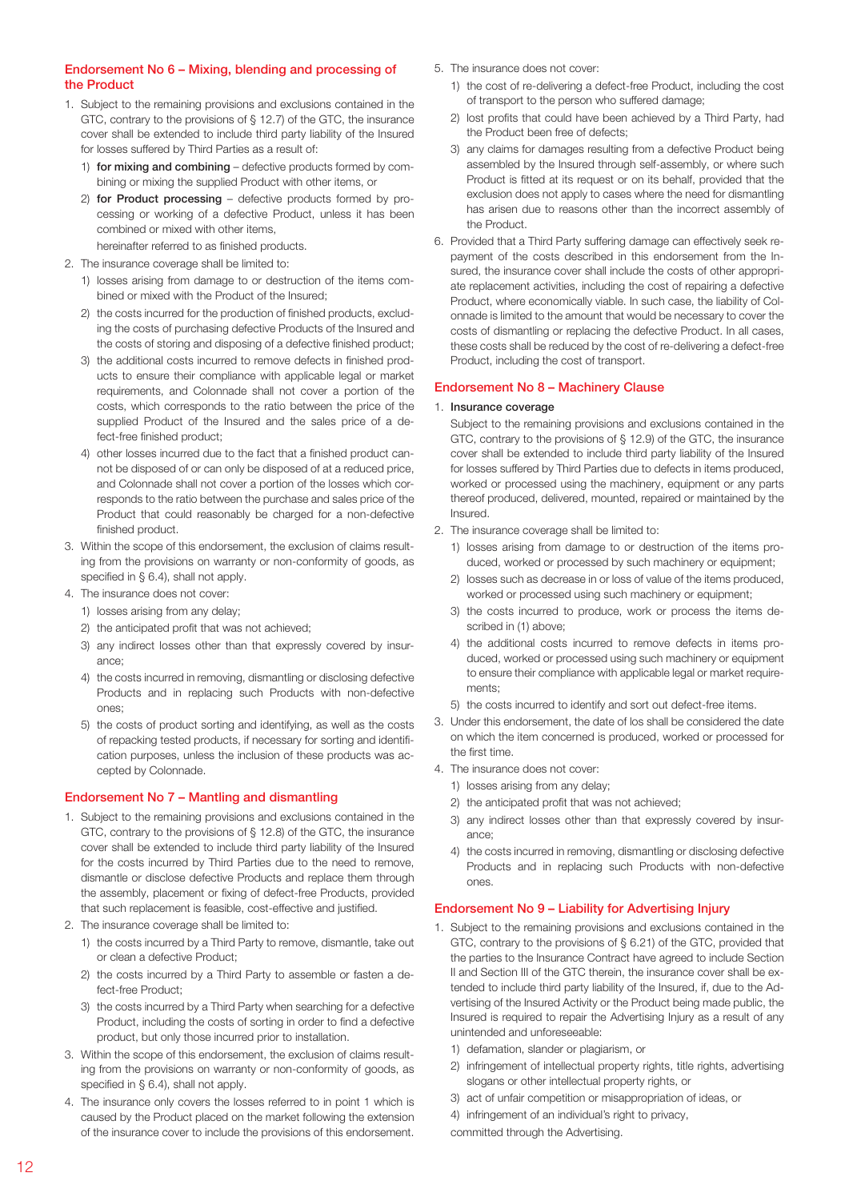## Endorsement No 6 – Mixing, blending and processing of the Product

1. Subject to the remaining provisions and exclusions contained in the GTC, contrary to the provisions of § 12.7) of the GTC, the insurance cover shall be extended to include third party liability of the Insured for losses suffered by Third Parties as a result of:
   1) **for mixing and combining** – defective products formed by combining or mixing the supplied Product with other items, or
   2) **for Product processing** – defective products formed by processing or working of a defective Product, unless it has been combined or mixed with other items,

   hereinafter referred to as finished products.
2. The insurance coverage shall be limited to:
   1) losses arising from damage to or destruction of the items combined or mixed with the Product of the Insured;
   2) the costs incurred for the production of finished products, excluding the costs of purchasing defective Products of the Insured and the costs of storing and disposing of a defective finished product;
   3) the additional costs incurred to remove defects in finished products to ensure their compliance with applicable legal or market requirements, and Colonnade shall not cover a portion of the costs, which corresponds to the ratio between the price of the supplied Product of the Insured and the sales price of a defect-free finished product;
   4) other losses incurred due to the fact that a finished product cannot be disposed of or can only be disposed of at a reduced price, and Colonnade shall not cover a portion of the losses which corresponds to the ratio between the purchase and sales price of the Product that could reasonably be charged for a non-defective finished product.
3. Within the scope of this endorsement, the exclusion of claims resulting from the provisions on warranty or non-conformity of goods, as specified in § 6.4), shall not apply.
4. The insurance does not cover:
   1) losses arising from any delay;
   2) the anticipated profit that was not achieved;
   3) any indirect losses other than that expressly covered by insurance;
   4) the costs incurred in removing, dismantling or disclosing defective Products and in replacing such Products with non-defective ones;
   5) the costs of product sorting and identifying, as well as the costs of repacking tested products, if necessary for sorting and identification purposes, unless the inclusion of these products was accepted by Colonnade.

## Endorsement No 7 – Mantling and dismantling

1. Subject to the remaining provisions and exclusions contained in the GTC, contrary to the provisions of § 12.8) of the GTC, the insurance cover shall be extended to include third party liability of the Insured for the costs incurred by Third Parties due to the need to remove, dismantle or disclose defective Products and replace them through the assembly, placement or fixing of defect-free Products, provided that such replacement is feasible, cost-effective and justified.
2. The insurance coverage shall be limited to:
   1) the costs incurred by a Third Party to remove, dismantle, take out or clean a defective Product;
   2) the costs incurred by a Third Party to assemble or fasten a defect-free Product;
   3) the costs incurred by a Third Party when searching for a defective Product, including the costs of sorting in order to find a defective product, but only those incurred prior to installation.
3. Within the scope of this endorsement, the exclusion of claims resulting from the provisions on warranty or non-conformity of goods, as specified in § 6.4), shall not apply.
4. The insurance only covers the losses referred to in point 1 which is caused by the Product placed on the market following the extension of the insurance cover to include the provisions of this endorsement.
5. The insurance does not cover:
   1) the cost of re-delivering a defect-free Product, including the cost of transport to the person who suffered damage;
   2) lost profits that could have been achieved by a Third Party, had the Product been free of defects;
   3) any claims for damages resulting from a defective Product being assembled by the Insured through self-assembly, or where such Product is fitted at its request or on its behalf, provided that the exclusion does not apply to cases where the need for dismantling has arisen due to reasons other than the incorrect assembly of the Product.
6. Provided that a Third Party suffering damage can effectively seek repayment of the costs described in this endorsement from the Insured, the insurance cover shall include the costs of other appropriate replacement activities, including the cost of repairing a defective Product, where economically viable. In such case, the liability of Colonnade is limited to the amount that would be necessary to cover the costs of dismantling or replacing the defective Product. In all cases, these costs shall be reduced by the cost of re-delivering a defect-free Product, including the cost of transport.

## Endorsement No 8 – Machinery Clause

1. **Insurance coverage**

   Subject to the remaining provisions and exclusions contained in the GTC, contrary to the provisions of § 12.9) of the GTC, the insurance cover shall be extended to include third party liability of the Insured for losses suffered by Third Parties due to defects in items produced, worked or processed using the machinery, equipment or any parts thereof produced, delivered, mounted, repaired or maintained by the Insured.
2. The insurance coverage shall be limited to:
   1) losses arising from damage to or destruction of the items produced, worked or processed by such machinery or equipment;
   2) losses such as decrease in or loss of value of the items produced, worked or processed using such machinery or equipment;
   3) the costs incurred to produce, work or process the items described in (1) above;
   4) the additional costs incurred to remove defects in items produced, worked or processed using such machinery or equipment to ensure their compliance with applicable legal or market requirements;
   5) the costs incurred to identify and sort out defect-free items.
3. Under this endorsement, the date of los shall be considered the date on which the item concerned is produced, worked or processed for the first time.
4. The insurance does not cover:
   1) losses arising from any delay;
   2) the anticipated profit that was not achieved;
   3) any indirect losses other than that expressly covered by insurance;
   4) the costs incurred in removing, dismantling or disclosing defective Products and in replacing such Products with non-defective ones.

## Endorsement No 9 – Liability for Advertising Injury

1. Subject to the remaining provisions and exclusions contained in the GTC, contrary to the provisions of § 6.21) of the GTC, provided that the parties to the Insurance Contract have agreed to include Section II and Section III of the GTC therein, the insurance cover shall be extended to include third party liability of the Insured, if, due to the Advertising of the Insured Activity or the Product being made public, the Insured is required to repair the Advertising Injury as a result of any unintended and unforeseeable:
   1) defamation, slander or plagiarism, or
   2) infringement of intellectual property rights, title rights, advertising slogans or other intellectual property rights, or
   3) act of unfair competition or misappropriation of ideas, or
   4) infringement of an individual's right to privacy,

   committed through the Advertising.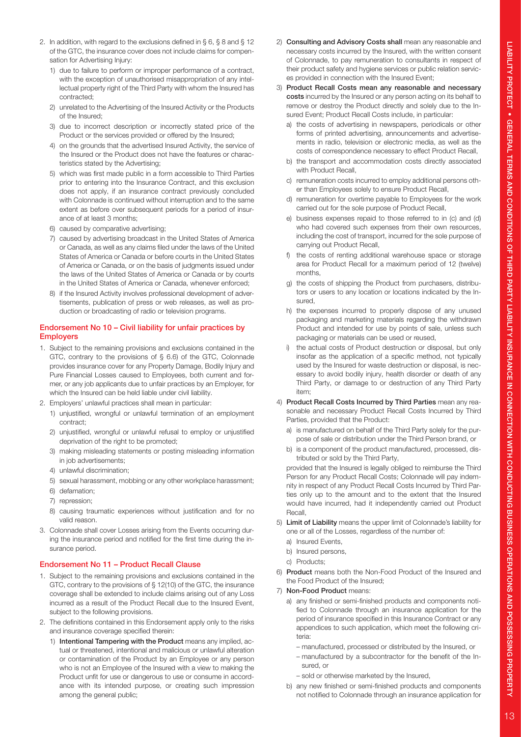2. In addition, with regard to the exclusions defined in § 6, § 8 and § 12 of the GTC, the insurance cover does not include claims for compensation for Advertising Injury:
   1) due to failure to perform or improper performance of a contract, with the exception of unauthorised misappropriation of any intellectual property right of the Third Party with whom the Insured has contracted;
   2) unrelated to the Advertising of the Insured Activity or the Products of the Insured;
   3) due to incorrect description or incorrectly stated price of the Product or the services provided or offered by the Insured;
   4) on the grounds that the advertised Insured Activity, the service of the Insured or the Product does not have the features or characteristics stated by the Advertising;
   5) which was first made public in a form accessible to Third Parties prior to entering into the Insurance Contract, and this exclusion does not apply, if an insurance contract previously concluded with Colonnade is continued without interruption and to the same extent as before over subsequent periods for a period of insurance of at least 3 months;
   6) caused by comparative advertising;
   7) caused by advertising broadcast in the United States of America or Canada, as well as any claims filed under the laws of the United States of America or Canada or before courts in the United States of America or Canada, or on the basis of judgments issued under the laws of the United States of America or Canada or by courts in the United States of America or Canada, whenever enforced;
   8) if the Insured Activity involves professional development of advertisements, publication of press or web releases, as well as production or broadcasting of radio or television programs.

### Endorsement No 10 – Civil liability for unfair practices by Employers

1. Subject to the remaining provisions and exclusions contained in the GTC, contrary to the provisions of § 6.6) of the GTC, Colonnade provides insurance cover for any Property Damage, Bodily Injury and Pure Financial Losses caused to Employees, both current and former, or any job applicants due to unfair practices by an Employer, for which the Insured can be held liable under civil liability.
2. Employers' unlawful practices shall mean in particular:
   1) unjustified, wrongful or unlawful termination of an employment contract;
   2) unjustified, wrongful or unlawful refusal to employ or unjustified deprivation of the right to be promoted;
   3) making misleading statements or posting misleading information in job advertisements;
   4) unlawful discrimination;
   5) sexual harassment, mobbing or any other workplace harassment;
   6) defamation;
   7) repression;
   8) causing traumatic experiences without justification and for no valid reason.
3. Colonnade shall cover Losses arising from the Events occurring during the insurance period and notified for the first time during the insurance period.

### Endorsement No 11 – Product Recall Clause

1. Subject to the remaining provisions and exclusions contained in the GTC, contrary to the provisions of § 12(10) of the GTC, the insurance coverage shall be extended to include claims arising out of any Loss incurred as a result of the Product Recall due to the Insured Event, subject to the following provisions.
2. The definitions contained in this Endorsement apply only to the risks and insurance coverage specified therein:
   1) **Intentional Tampering with the Product** means any implied, actual or threatened, intentional and malicious or unlawful alteration or contamination of the Product by an Employee or any person who is not an Employee of the Insured with a view to making the Product unfit for use or dangerous to use or consume in accordance with its intended purpose, or creating such impression among the general public;
   2) **Consulting and Advisory Costs shall** mean any reasonable and necessary costs incurred by the Insured, with the written consent of Colonnade, to pay remuneration to consultants in respect of their product safety and hygiene services or public relation services provided in connection with the Insured Event;
   3) **Product Recall Costs mean any reasonable and necessary costs** incurred by the Insured or any person acting on its behalf to remove or destroy the Product directly and solely due to the Insured Event; Product Recall Costs include, in particular:
      a) the costs of advertising in newspapers, periodicals or other forms of printed advertising, announcements and advertisements in radio, television or electronic media, as well as the costs of correspondence necessary to effect Product Recall,
      b) the transport and accommodation costs directly associated with Product Recall,
      c) remuneration costs incurred to employ additional persons other than Employees solely to ensure Product Recall,
      d) remuneration for overtime payable to Employees for the work carried out for the sole purpose of Product Recall,
      e) business expenses repaid to those referred to in (c) and (d) who had covered such expenses from their own resources, including the cost of transport, incurred for the sole purpose of carrying out Product Recall,
      f) the costs of renting additional warehouse space or storage area for Product Recall for a maximum period of 12 (twelve) months,
      g) the costs of shipping the Product from purchasers, distributors or users to any location or locations indicated by the Insured,
      h) the expenses incurred to properly dispose of any unused packaging and marketing materials regarding the withdrawn Product and intended for use by points of sale, unless such packaging or materials can be used or reused,
      i) the actual costs of Product destruction or disposal, but only insofar as the application of a specific method, not typically used by the Insured for waste destruction or disposal, is necessary to avoid bodily injury, health disorder or death of any Third Party, or damage to or destruction of any Third Party item;
   4) **Product Recall Costs Incurred by Third Parties** mean any reasonable and necessary Product Recall Costs Incurred by Third Parties, provided that the Product:
      a) is manufactured on behalf of the Third Party solely for the purpose of sale or distribution under the Third Person brand, or
      b) is a component of the product manufactured, processed, distributed or sold by the Third Party,

      provided that the Insured is legally obliged to reimburse the Third Person for any Product Recall Costs; Colonnade will pay indemnity in respect of any Product Recall Costs Incurred by Third Parties only up to the amount and to the extent that the Insured would have incurred, had it independently carried out Product Recall,
   5) **Limit of Liability** means the upper limit of Colonnade's liability for one or all of the Losses, regardless of the number of:
      a) Insured Events,
      b) Insured persons,
      c) Products;
   6) **Product** means both the Non-Food Product of the Insured and the Food Product of the Insured;
   7) **Non-Food Product** means:
      a) any finished or semi-finished products and components notified to Colonnade through an insurance application for the period of insurance specified in this Insurance Contract or any appendices to such application, which meet the following criteria:
         – manufactured, processed or distributed by the Insured, or
         – manufactured by a subcontractor for the benefit of the Insured, or
         – sold or otherwise marketed by the Insured,
      b) any new finished or semi-finished products and components not notified to Colonnade through an insurance application for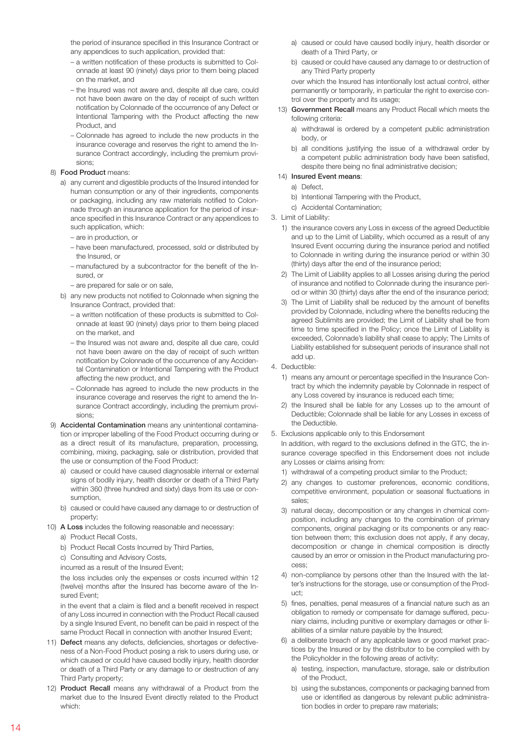the period of insurance specified in this Insurance Contract or any appendices to such application, provided that:

- a written notification of these products is submitted to Colonnade at least 90 (ninety) days prior to them being placed on the market, and
- the Insured was not aware and, despite all due care, could not have been aware on the day of receipt of such written notification by Colonnade of the occurrence of any Defect or Intentional Tampering with the Product affecting the new Product, and
- Colonnade has agreed to include the new products in the insurance coverage and reserves the right to amend the Insurance Contract accordingly, including the premium provisions;

8) **Food Product** means:

   a) any current and digestible products of the Insured intended for human consumption or any of their ingredients, components or packaging, including any raw materials notified to Colonnade through an insurance application for the period of insurance specified in this Insurance Contract or any appendices to such application, which:
      - are in production, or
      - have been manufactured, processed, sold or distributed by the Insured, or
      - manufactured by a subcontractor for the benefit of the Insured, or
      - are prepared for sale or on sale,

   b) any new products not notified to Colonnade when signing the Insurance Contract, provided that:
      - a written notification of these products is submitted to Colonnade at least 90 (ninety) days prior to them being placed on the market, and
      - the Insured was not aware and, despite all due care, could not have been aware on the day of receipt of such written notification by Colonnade of the occurrence of any Accidental Contamination or Intentional Tampering with the Product affecting the new product, and
      - Colonnade has agreed to include the new products in the insurance coverage and reserves the right to amend the Insurance Contract accordingly, including the premium provisions;

9) **Accidental Contamination** means any unintentional contamination or improper labelling of the Food Product occurring during or as a direct result of its manufacture, preparation, processing, combining, mixing, packaging, sale or distribution, provided that the use or consumption of the Food Product:

   a) caused or could have caused diagnosable internal or external signs of bodily injury, health disorder or death of a Third Party within 360 (three hundred and sixty) days from its use or consumption,

   b) caused or could have caused any damage to or destruction of property;

10) **A Loss** includes the following reasonable and necessary:

    a) Product Recall Costs,

    b) Product Recall Costs Incurred by Third Parties,

    c) Consulting and Advisory Costs,

    incurred as a result of the Insured Event;

    the loss includes only the expenses or costs incurred within 12 (twelve) months after the Insured has become aware of the Insured Event;

    in the event that a claim is filed and a benefit received in respect of any Loss incurred in connection with the Product Recall caused by a single Insured Event, no benefit can be paid in respect of the same Product Recall in connection with another Insured Event;

11) **Defect** means any defects, deficiencies, shortages or defectiveness of a Non-Food Product posing a risk to users during use, or which caused or could have caused bodily injury, health disorder or death of a Third Party or any damage to or destruction of any Third Party property;

12) **Product Recall** means any withdrawal of a Product from the market due to the Insured Event directly related to the Product which:

    a) caused or could have caused bodily injury, health disorder or death of a Third Party, or

    b) caused or could have caused any damage to or destruction of any Third Party property

    over which the Insured has intentionally lost actual control, either permanently or temporarily, in particular the right to exercise control over the property and its usage;

13) **Government Recall** means any Product Recall which meets the following criteria:

    a) withdrawal is ordered by a competent public administration body, or

    b) all conditions justifying the issue of a withdrawal order by a competent public administration body have been satisfied, despite there being no final administrative decision;

14) **Insured Event means**:

    a) Defect,

    b) Intentional Tampering with the Product,

    c) Accidental Contamination;

3. Limit of Liability:

   1) the insurance covers any Loss in excess of the agreed Deductible and up to the Limit of Liability, which occurred as a result of any Insured Event occurring during the insurance period and notified to Colonnade in writing during the insurance period or within 30 (thirty) days after the end of the insurance period;

   2) The Limit of Liability applies to all Losses arising during the period of insurance and notified to Colonnade during the insurance period or within 30 (thirty) days after the end of the insurance period;

   3) The Limit of Liability shall be reduced by the amount of benefits provided by Colonnade, including where the benefits reducing the agreed Sublimits are provided; the Limit of Liability shall be from time to time specified in the Policy; once the Limit of Liability is exceeded, Colonnade's liability shall cease to apply; The Limits of Liability established for subsequent periods of insurance shall not add up.

4. Deductible:

   1) means any amount or percentage specified in the Insurance Contract by which the indemnity payable by Colonnade in respect of any Loss covered by insurance is reduced each time;

   2) the Insured shall be liable for any Losses up to the amount of Deductible; Colonnade shall be liable for any Losses in excess of the Deductible.

5. Exclusions applicable only to this Endorsement

   In addition, with regard to the exclusions defined in the GTC, the insurance coverage specified in this Endorsement does not include any Losses or claims arising from:

   1) withdrawal of a competing product similar to the Product;

   2) any changes to customer preferences, economic conditions, competitive environment, population or seasonal fluctuations in sales;

   3) natural decay, decomposition or any changes in chemical composition, including any changes to the combination of primary components, original packaging or its components or any reaction between them; this exclusion does not apply, if any decay, decomposition or change in chemical composition is directly caused by an error or omission in the Product manufacturing process;

   4) non-compliance by persons other than the Insured with the latter's instructions for the storage, use or consumption of the Product;

   5) fines, penalties, penal measures of a financial nature such as an obligation to remedy or compensate for damage suffered, pecuniary claims, including punitive or exemplary damages or other liabilities of a similar nature payable by the Insured;

   6) a deliberate breach of any applicable laws or good market practices by the Insured or by the distributor to be complied with by the Policyholder in the following areas of activity:

      a) testing, inspection, manufacture, storage, sale or distribution of the Product,

      b) using the substances, components or packaging banned from use or identified as dangerous by relevant public administration bodies in order to prepare raw materials;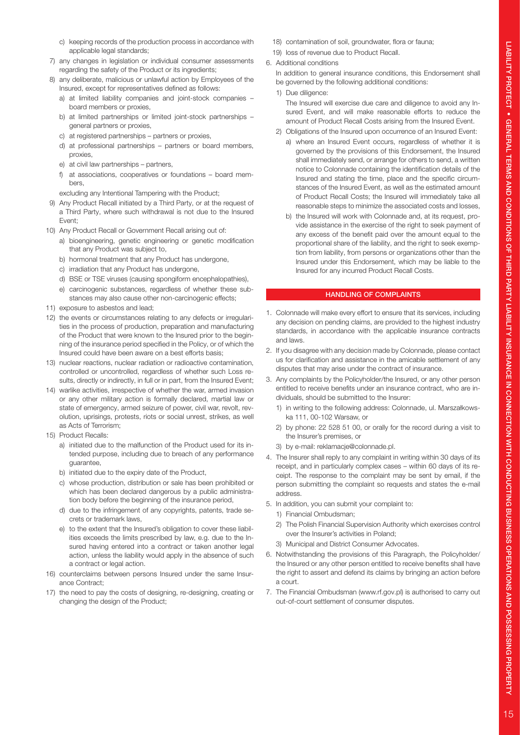c) keeping records of the production process in accordance with applicable legal standards;

7) any changes in legislation or individual consumer assessments regarding the safety of the Product or its ingredients;
8) any deliberate, malicious or unlawful action by Employees of the Insured, except for representatives defined as follows:
   a) at limited liability companies and joint-stock companies – board members or proxies,
   b) at limited partnerships or limited joint-stock partnerships – general partners or proxies,
   c) at registered partnerships – partners or proxies,
   d) at professional partnerships – partners or board members, proxies,
   e) at civil law partnerships – partners,
   f) at associations, cooperatives or foundations – board members,

   excluding any Intentional Tampering with the Product;
9) Any Product Recall initiated by a Third Party, or at the request of a Third Party, where such withdrawal is not due to the Insured Event;
10) Any Product Recall or Government Recall arising out of:
    a) bioengineering, genetic engineering or genetic modification that any Product was subject to,
    b) hormonal treatment that any Product has undergone,
    c) irradiation that any Product has undergone,
    d) BSE or TSE viruses (causing spongiform encephalopathies),
    e) carcinogenic substances, regardless of whether these substances may also cause other non-carcinogenic effects;
11) exposure to asbestos and lead;
12) the events or circumstances relating to any defects or irregularities in the process of production, preparation and manufacturing of the Product that were known to the Insured prior to the beginning of the insurance period specified in the Policy, or of which the Insured could have been aware on a best efforts basis;
13) nuclear reactions, nuclear radiation or radioactive contamination, controlled or uncontrolled, regardless of whether such Loss results, directly or indirectly, in full or in part, from the Insured Event;
14) warlike activities, irrespective of whether the war, armed invasion or any other military action is formally declared, martial law or state of emergency, armed seizure of power, civil war, revolt, revolution, uprisings, protests, riots or social unrest, strikes, as well as Acts of Terrorism;
15) Product Recalls:
    a) initiated due to the malfunction of the Product used for its intended purpose, including due to breach of any performance guarantee,
    b) initiated due to the expiry date of the Product,
    c) whose production, distribution or sale has been prohibited or which has been declared dangerous by a public administration body before the beginning of the insurance period,
    d) due to the infringement of any copyrights, patents, trade secrets or trademark laws,
    e) to the extent that the Insured's obligation to cover these liabilities exceeds the limits prescribed by law, e.g. due to the Insured having entered into a contract or taken another legal action, unless the liability would apply in the absence of such a contract or legal action.
16) counterclaims between persons Insured under the same Insurance Contract;
17) the need to pay the costs of designing, re-designing, creating or changing the design of the Product;
18) contamination of soil, groundwater, flora or fauna;
19) loss of revenue due to Product Recall.

6. Additional conditions

   In addition to general insurance conditions, this Endorsement shall be governed by the following additional conditions:
   1) Due diligence:

      The Insured will exercise due care and diligence to avoid any Insured Event, and will make reasonable efforts to reduce the amount of Product Recall Costs arising from the Insured Event.
   2) Obligations of the Insured upon occurrence of an Insured Event:
      a) where an Insured Event occurs, regardless of whether it is governed by the provisions of this Endorsement, the Insured shall immediately send, or arrange for others to send, a written notice to Colonnade containing the identification details of the Insured and stating the time, place and the specific circumstances of the Insured Event, as well as the estimated amount of Product Recall Costs; the Insured will immediately take all reasonable steps to minimize the associated costs and losses,
      b) the Insured will work with Colonnade and, at its request, provide assistance in the exercise of the right to seek payment of any excess of the benefit paid over the amount equal to the proportional share of the liability, and the right to seek exemption from liability, from persons or organizations other than the Insured under this Endorsement, which may be liable to the Insured for any incurred Product Recall Costs.

## HANDLING OF COMPLAINTS

1. Colonnade will make every effort to ensure that its services, including any decision on pending claims, are provided to the highest industry standards, in accordance with the applicable insurance contracts and laws.
2. If you disagree with any decision made by Colonnade, please contact us for clarification and assistance in the amicable settlement of any disputes that may arise under the contract of insurance.
3. Any complaints by the Policyholder/the Insured, or any other person entitled to receive benefits under an insurance contract, who are individuals, should be submitted to the Insurer:
   1) in writing to the following address: Colonnade, ul. Marszałkowska 111, 00-102 Warsaw, or
   2) by phone: 22 528 51 00, or orally for the record during a visit to the Insurer's premises, or
   3) by e-mail: reklamacje@colonnade.pl.
4. The Insurer shall reply to any complaint in writing within 30 days of its receipt, and in particularly complex cases – within 60 days of its receipt. The response to the complaint may be sent by email, if the person submitting the complaint so requests and states the e-mail address.
5. In addition, you can submit your complaint to:
   1) Financial Ombudsman;
   2) The Polish Financial Supervision Authority which exercises control over the Insurer's activities in Poland;
   3) Municipal and District Consumer Advocates.
6. Notwithstanding the provisions of this Paragraph, the Policyholder/ the Insured or any other person entitled to receive benefits shall have the right to assert and defend its claims by bringing an action before a court.
7. The Financial Ombudsman (www.rf.gov.pl) is authorised to carry out out-of-court settlement of consumer disputes.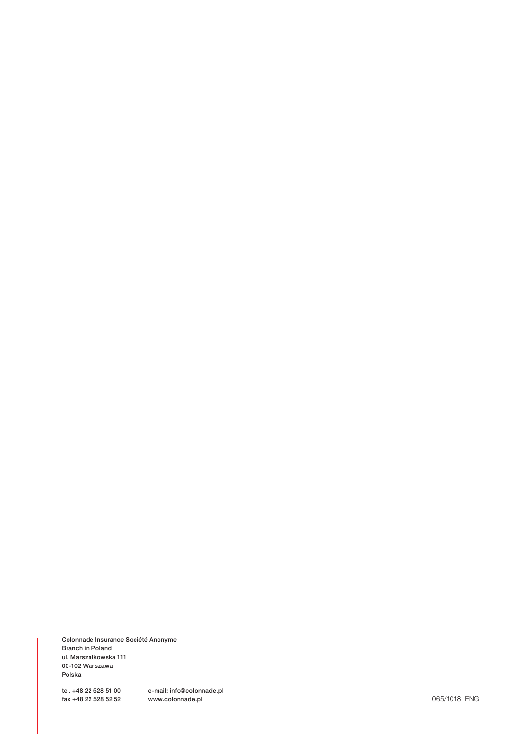Colonnade Insurance Société Anonyme
Branch in Poland
ul. Marszałkowska 111
00-102 Warszawa
Polska

tel. +48 22 528 51 00
fax +48 22 528 52 52

e-mail: info@colonnade.pl
www.colonnade.pl

065/1018_ENG